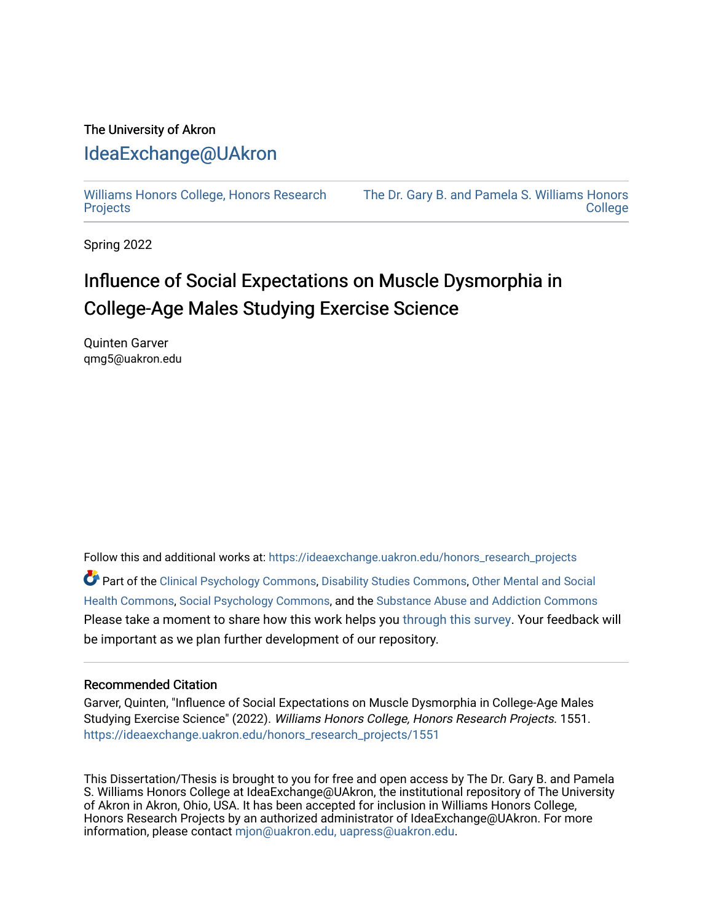The University of Akron

## IdeaExchange@UAkron

Williams Honors College, Honors Research Projects

The Dr. Gary B. and Pamela S. Williams Honors College

Spring 2022

# Influence of Social Expectations on Muscle Dysmorphia in College-Age Males Studying Exercise Science

Quinten Garver
qmg5@uakron.edu

Follow this and additional works at: https://ideaexchange.uakron.edu/honors_research_projects

Part of the Clinical Psychology Commons, Disability Studies Commons, Other Mental and Social Health Commons, Social Psychology Commons, and the Substance Abuse and Addiction Commons

Please take a moment to share how this work helps you through this survey. Your feedback will be important as we plan further development of our repository.

### Recommended Citation

Garver, Quinten, "Influence of Social Expectations on Muscle Dysmorphia in College-Age Males Studying Exercise Science" (2022). *Williams Honors College, Honors Research Projects*. 1551.
https://ideaexchange.uakron.edu/honors_research_projects/1551

This Dissertation/Thesis is brought to you for free and open access by The Dr. Gary B. and Pamela S. Williams Honors College at IdeaExchange@UAkron, the institutional repository of The University of Akron in Akron, Ohio, USA. It has been accepted for inclusion in Williams Honors College, Honors Research Projects by an authorized administrator of IdeaExchange@UAkron. For more information, please contact mjon@uakron.edu, uapress@uakron.edu.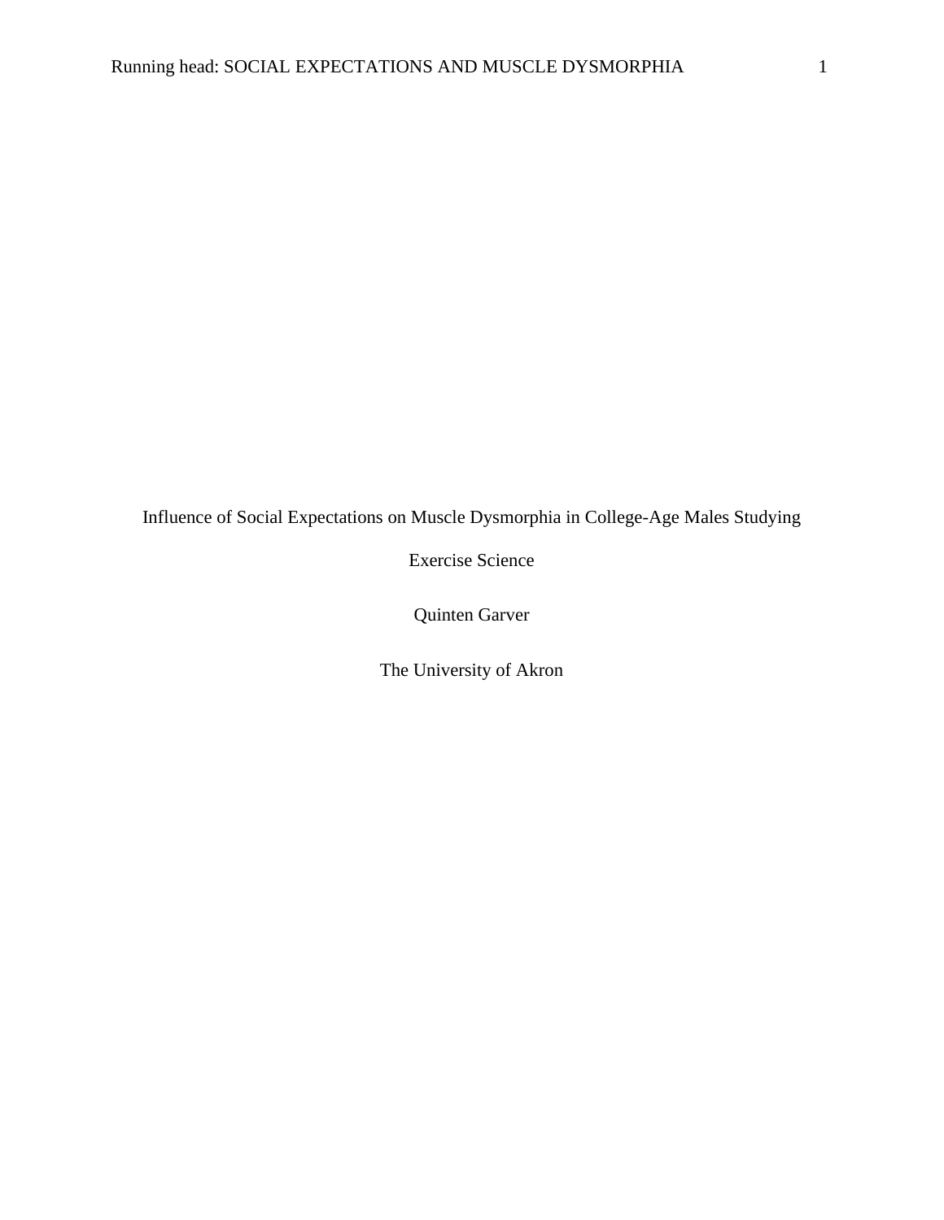Influence of Social Expectations on Muscle Dysmorphia in College-Age Males Studying Exercise Science

Quinten Garver

The University of Akron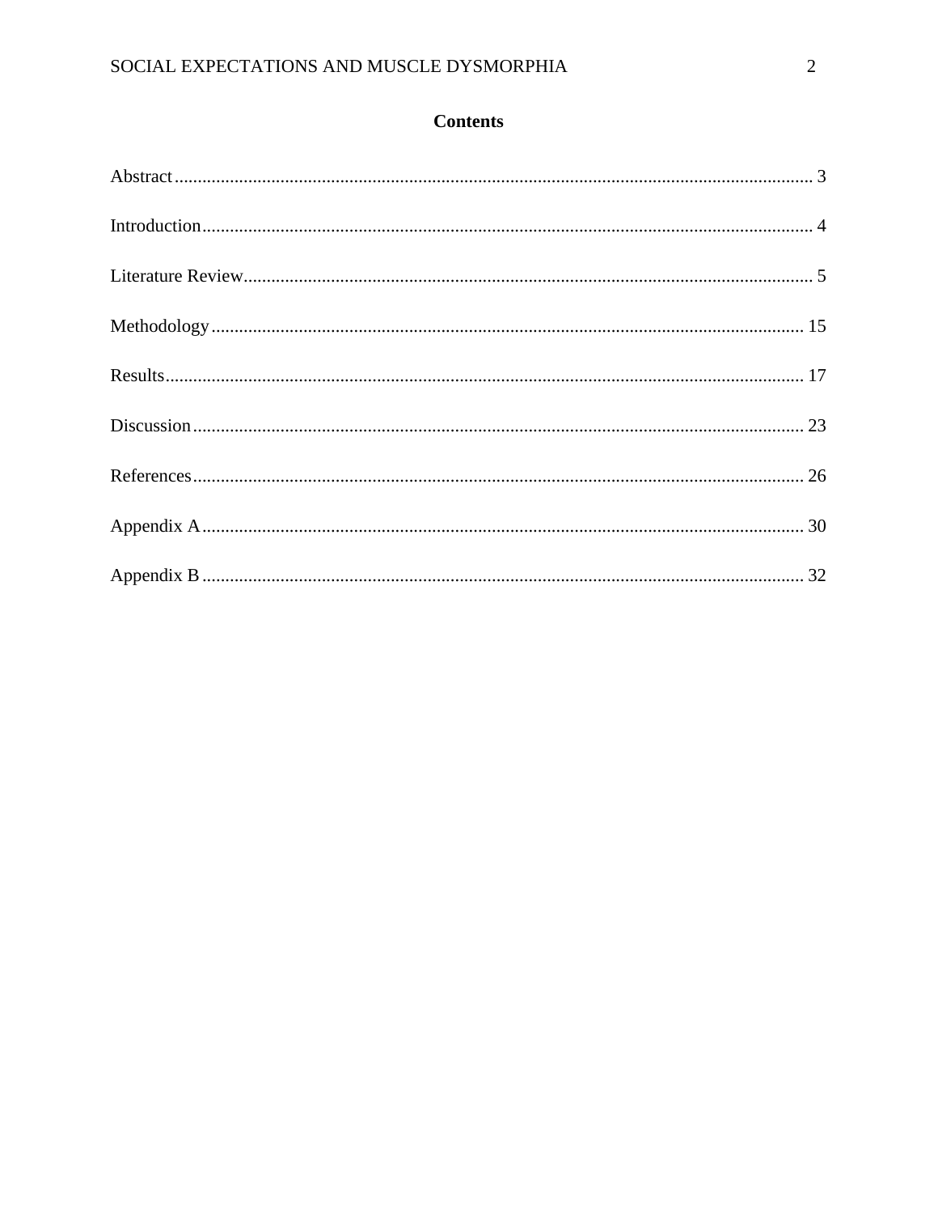# Contents

Abstract ........................................................................................................................... 3

Introduction ...................................................................................................................... 4

Literature Review ............................................................................................................. 5

Methodology ................................................................................................................... 15

Results ............................................................................................................................ 17

Discussion ....................................................................................................................... 23

References ....................................................................................................................... 26

Appendix A ..................................................................................................................... 30

Appendix B ..................................................................................................................... 32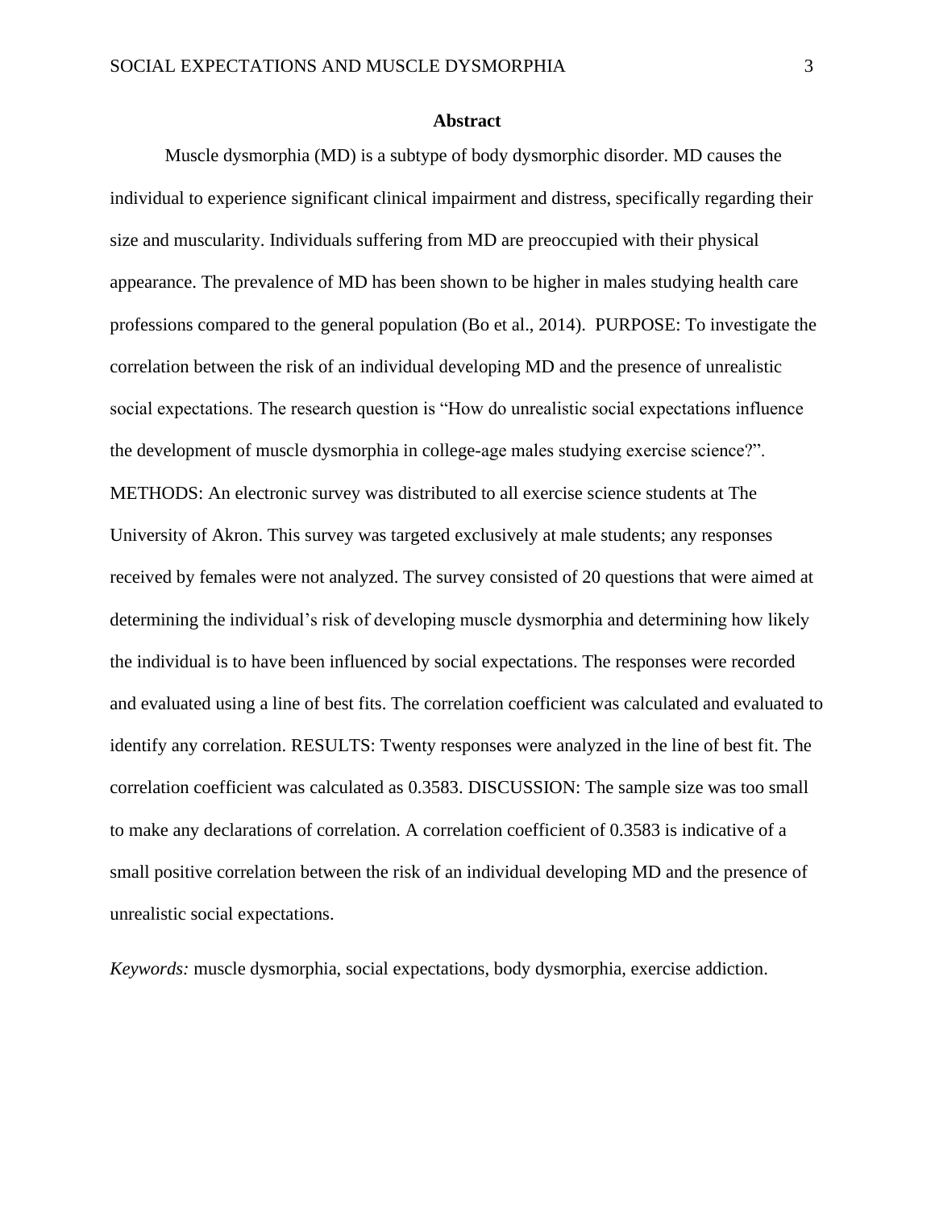## Abstract

Muscle dysmorphia (MD) is a subtype of body dysmorphic disorder. MD causes the individual to experience significant clinical impairment and distress, specifically regarding their size and muscularity. Individuals suffering from MD are preoccupied with their physical appearance. The prevalence of MD has been shown to be higher in males studying health care professions compared to the general population (Bo et al., 2014). PURPOSE: To investigate the correlation between the risk of an individual developing MD and the presence of unrealistic social expectations. The research question is "How do unrealistic social expectations influence the development of muscle dysmorphia in college-age males studying exercise science?". METHODS: An electronic survey was distributed to all exercise science students at The University of Akron. This survey was targeted exclusively at male students; any responses received by females were not analyzed. The survey consisted of 20 questions that were aimed at determining the individual's risk of developing muscle dysmorphia and determining how likely the individual is to have been influenced by social expectations. The responses were recorded and evaluated using a line of best fits. The correlation coefficient was calculated and evaluated to identify any correlation. RESULTS: Twenty responses were analyzed in the line of best fit. The correlation coefficient was calculated as 0.3583. DISCUSSION: The sample size was too small to make any declarations of correlation. A correlation coefficient of 0.3583 is indicative of a small positive correlation between the risk of an individual developing MD and the presence of unrealistic social expectations.

*Keywords:* muscle dysmorphia, social expectations, body dysmorphia, exercise addiction.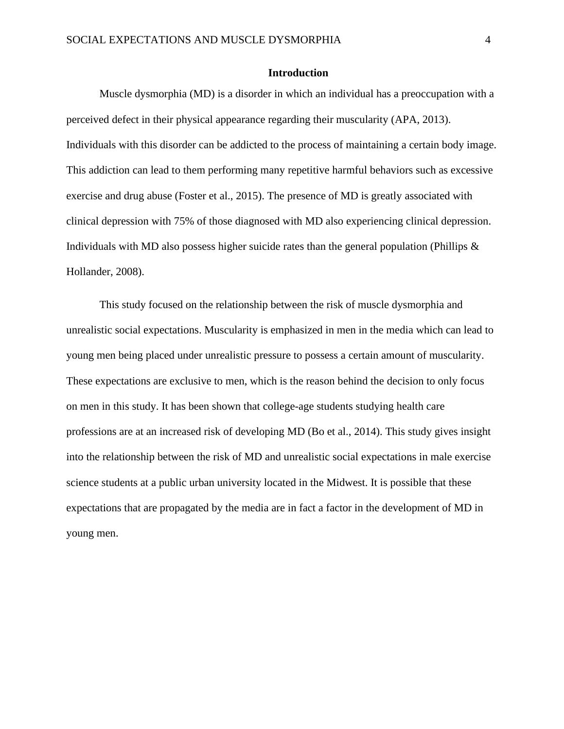# Introduction

Muscle dysmorphia (MD) is a disorder in which an individual has a preoccupation with a perceived defect in their physical appearance regarding their muscularity (APA, 2013). Individuals with this disorder can be addicted to the process of maintaining a certain body image. This addiction can lead to them performing many repetitive harmful behaviors such as excessive exercise and drug abuse (Foster et al., 2015). The presence of MD is greatly associated with clinical depression with 75% of those diagnosed with MD also experiencing clinical depression. Individuals with MD also possess higher suicide rates than the general population (Phillips & Hollander, 2008).

This study focused on the relationship between the risk of muscle dysmorphia and unrealistic social expectations. Muscularity is emphasized in men in the media which can lead to young men being placed under unrealistic pressure to possess a certain amount of muscularity. These expectations are exclusive to men, which is the reason behind the decision to only focus on men in this study. It has been shown that college-age students studying health care professions are at an increased risk of developing MD (Bo et al., 2014). This study gives insight into the relationship between the risk of MD and unrealistic social expectations in male exercise science students at a public urban university located in the Midwest. It is possible that these expectations that are propagated by the media are in fact a factor in the development of MD in young men.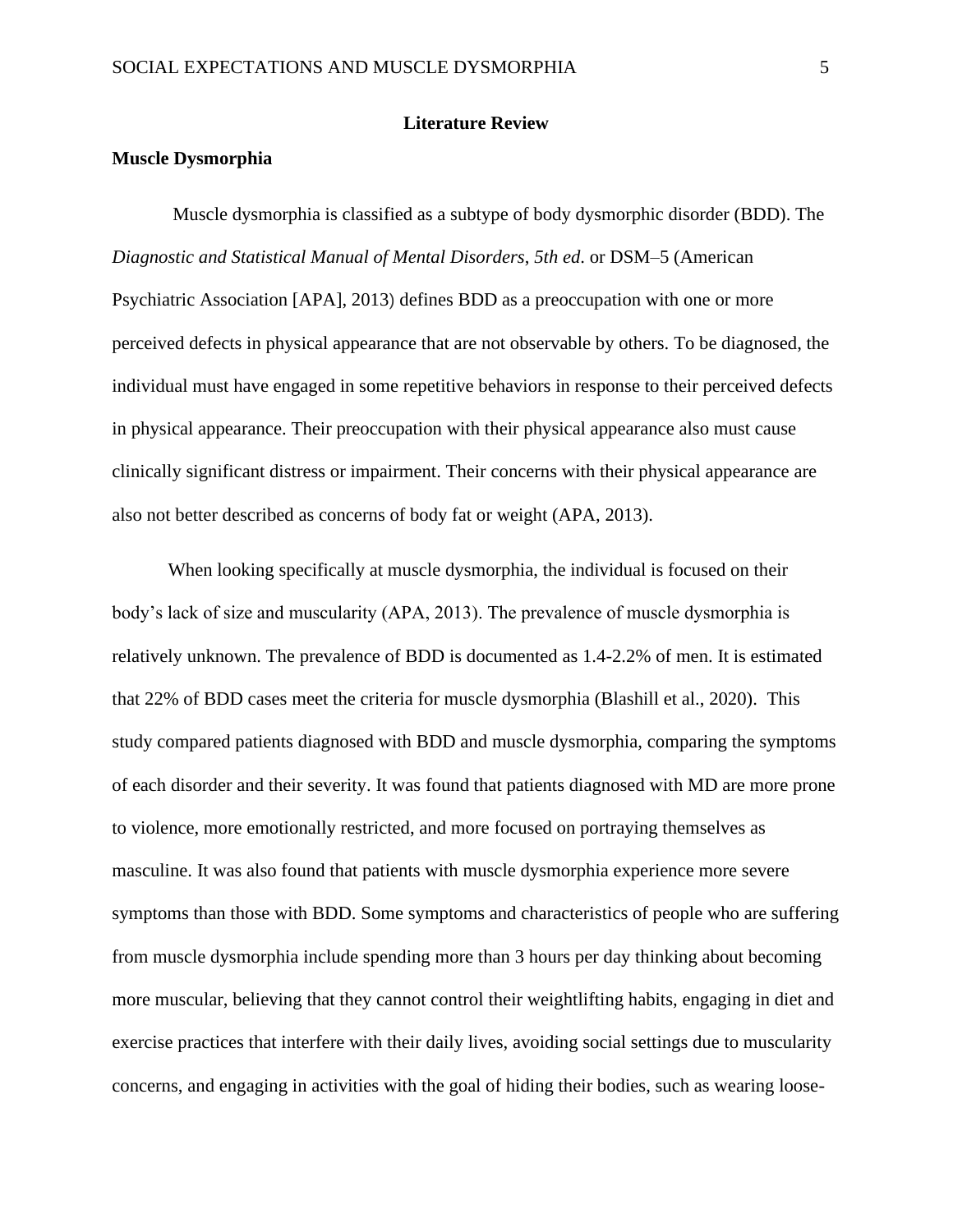# Literature Review

## Muscle Dysmorphia

Muscle dysmorphia is classified as a subtype of body dysmorphic disorder (BDD). The *Diagnostic and Statistical Manual of Mental Disorders, 5th ed*. or DSM–5 (American Psychiatric Association [APA], 2013) defines BDD as a preoccupation with one or more perceived defects in physical appearance that are not observable by others. To be diagnosed, the individual must have engaged in some repetitive behaviors in response to their perceived defects in physical appearance. Their preoccupation with their physical appearance also must cause clinically significant distress or impairment. Their concerns with their physical appearance are also not better described as concerns of body fat or weight (APA, 2013).

When looking specifically at muscle dysmorphia, the individual is focused on their body's lack of size and muscularity (APA, 2013). The prevalence of muscle dysmorphia is relatively unknown. The prevalence of BDD is documented as 1.4-2.2% of men. It is estimated that 22% of BDD cases meet the criteria for muscle dysmorphia (Blashill et al., 2020). This study compared patients diagnosed with BDD and muscle dysmorphia, comparing the symptoms of each disorder and their severity. It was found that patients diagnosed with MD are more prone to violence, more emotionally restricted, and more focused on portraying themselves as masculine. It was also found that patients with muscle dysmorphia experience more severe symptoms than those with BDD. Some symptoms and characteristics of people who are suffering from muscle dysmorphia include spending more than 3 hours per day thinking about becoming more muscular, believing that they cannot control their weightlifting habits, engaging in diet and exercise practices that interfere with their daily lives, avoiding social settings due to muscularity concerns, and engaging in activities with the goal of hiding their bodies, such as wearing loose-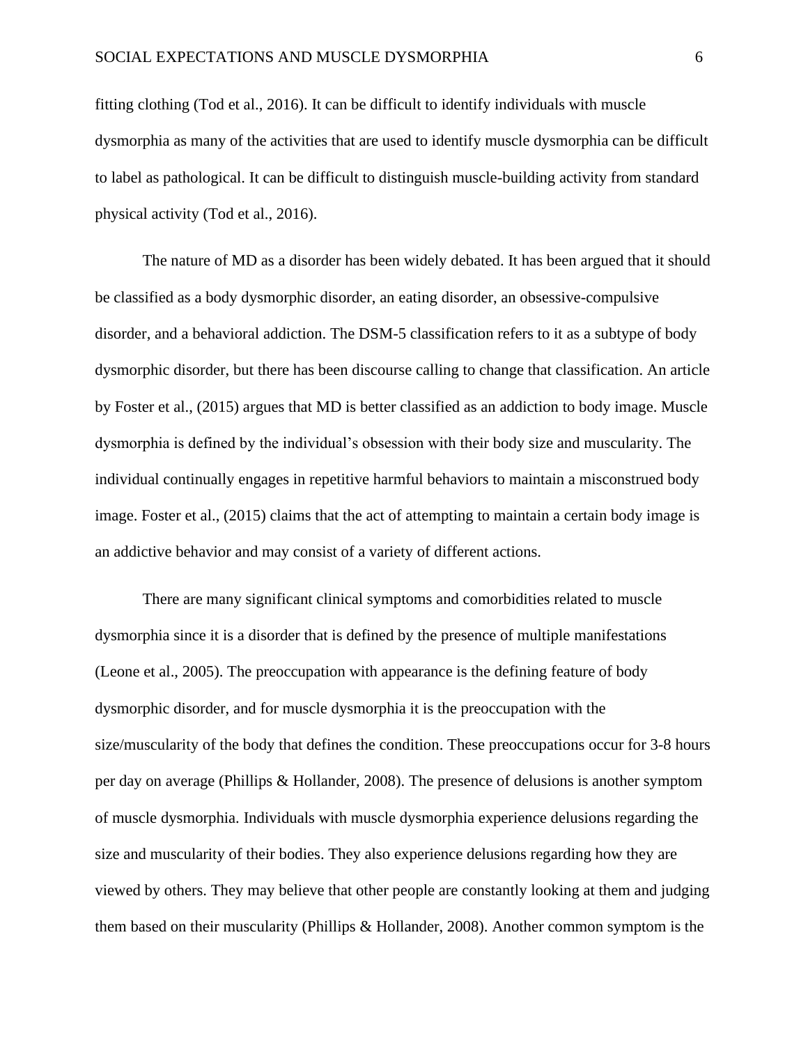fitting clothing (Tod et al., 2016). It can be difficult to identify individuals with muscle dysmorphia as many of the activities that are used to identify muscle dysmorphia can be difficult to label as pathological. It can be difficult to distinguish muscle-building activity from standard physical activity (Tod et al., 2016).

The nature of MD as a disorder has been widely debated. It has been argued that it should be classified as a body dysmorphic disorder, an eating disorder, an obsessive-compulsive disorder, and a behavioral addiction. The DSM-5 classification refers to it as a subtype of body dysmorphic disorder, but there has been discourse calling to change that classification. An article by Foster et al., (2015) argues that MD is better classified as an addiction to body image. Muscle dysmorphia is defined by the individual's obsession with their body size and muscularity. The individual continually engages in repetitive harmful behaviors to maintain a misconstrued body image. Foster et al., (2015) claims that the act of attempting to maintain a certain body image is an addictive behavior and may consist of a variety of different actions.

There are many significant clinical symptoms and comorbidities related to muscle dysmorphia since it is a disorder that is defined by the presence of multiple manifestations (Leone et al., 2005). The preoccupation with appearance is the defining feature of body dysmorphic disorder, and for muscle dysmorphia it is the preoccupation with the size/muscularity of the body that defines the condition. These preoccupations occur for 3-8 hours per day on average (Phillips & Hollander, 2008). The presence of delusions is another symptom of muscle dysmorphia. Individuals with muscle dysmorphia experience delusions regarding the size and muscularity of their bodies. They also experience delusions regarding how they are viewed by others. They may believe that other people are constantly looking at them and judging them based on their muscularity (Phillips & Hollander, 2008). Another common symptom is the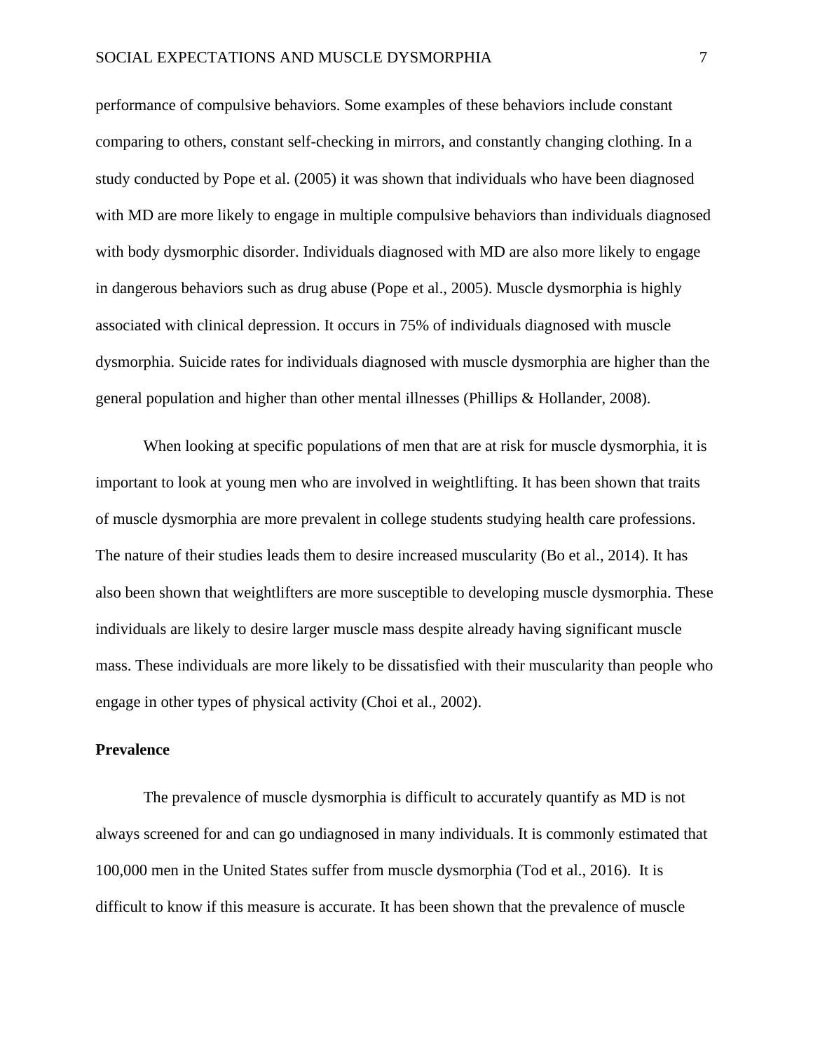performance of compulsive behaviors. Some examples of these behaviors include constant comparing to others, constant self-checking in mirrors, and constantly changing clothing. In a study conducted by Pope et al. (2005) it was shown that individuals who have been diagnosed with MD are more likely to engage in multiple compulsive behaviors than individuals diagnosed with body dysmorphic disorder. Individuals diagnosed with MD are also more likely to engage in dangerous behaviors such as drug abuse (Pope et al., 2005). Muscle dysmorphia is highly associated with clinical depression. It occurs in 75% of individuals diagnosed with muscle dysmorphia. Suicide rates for individuals diagnosed with muscle dysmorphia are higher than the general population and higher than other mental illnesses (Phillips & Hollander, 2008).

When looking at specific populations of men that are at risk for muscle dysmorphia, it is important to look at young men who are involved in weightlifting. It has been shown that traits of muscle dysmorphia are more prevalent in college students studying health care professions. The nature of their studies leads them to desire increased muscularity (Bo et al., 2014). It has also been shown that weightlifters are more susceptible to developing muscle dysmorphia. These individuals are likely to desire larger muscle mass despite already having significant muscle mass. These individuals are more likely to be dissatisfied with their muscularity than people who engage in other types of physical activity (Choi et al., 2002).

**Prevalence**

The prevalence of muscle dysmorphia is difficult to accurately quantify as MD is not always screened for and can go undiagnosed in many individuals. It is commonly estimated that 100,000 men in the United States suffer from muscle dysmorphia (Tod et al., 2016). It is difficult to know if this measure is accurate. It has been shown that the prevalence of muscle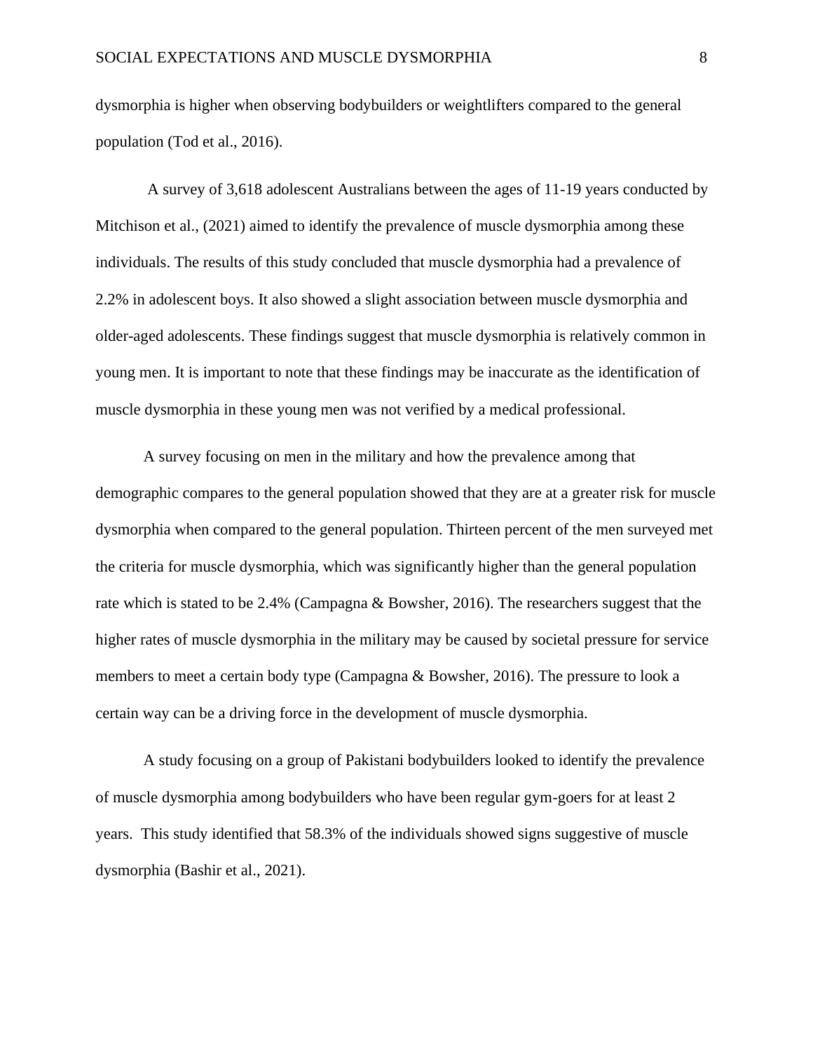dysmorphia is higher when observing bodybuilders or weightlifters compared to the general population (Tod et al., 2016).

A survey of 3,618 adolescent Australians between the ages of 11-19 years conducted by Mitchison et al., (2021) aimed to identify the prevalence of muscle dysmorphia among these individuals. The results of this study concluded that muscle dysmorphia had a prevalence of 2.2% in adolescent boys. It also showed a slight association between muscle dysmorphia and older-aged adolescents. These findings suggest that muscle dysmorphia is relatively common in young men. It is important to note that these findings may be inaccurate as the identification of muscle dysmorphia in these young men was not verified by a medical professional.

A survey focusing on men in the military and how the prevalence among that demographic compares to the general population showed that they are at a greater risk for muscle dysmorphia when compared to the general population. Thirteen percent of the men surveyed met the criteria for muscle dysmorphia, which was significantly higher than the general population rate which is stated to be 2.4% (Campagna & Bowsher, 2016). The researchers suggest that the higher rates of muscle dysmorphia in the military may be caused by societal pressure for service members to meet a certain body type (Campagna & Bowsher, 2016). The pressure to look a certain way can be a driving force in the development of muscle dysmorphia.

A study focusing on a group of Pakistani bodybuilders looked to identify the prevalence of muscle dysmorphia among bodybuilders who have been regular gym-goers for at least 2 years. This study identified that 58.3% of the individuals showed signs suggestive of muscle dysmorphia (Bashir et al., 2021).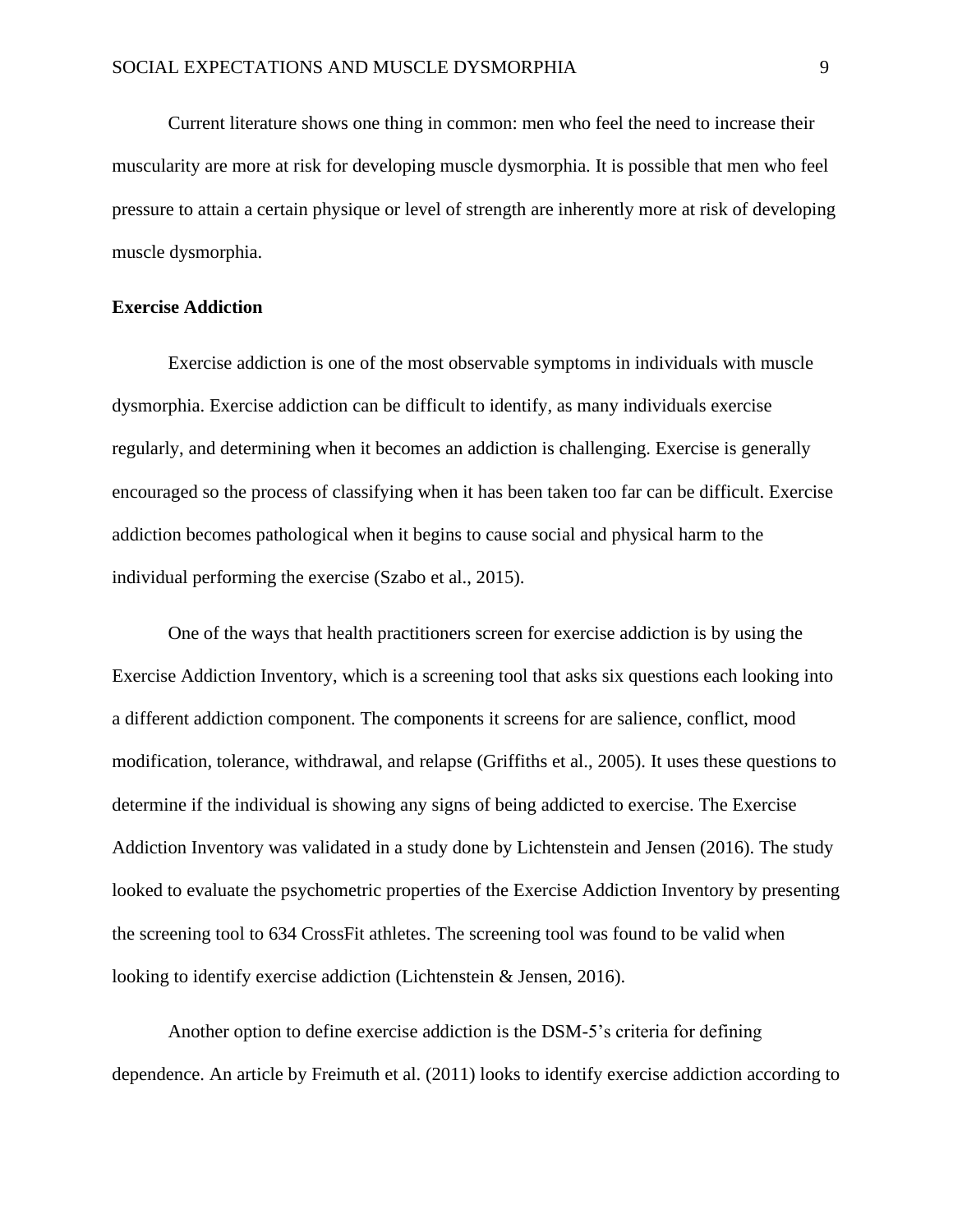Current literature shows one thing in common: men who feel the need to increase their muscularity are more at risk for developing muscle dysmorphia. It is possible that men who feel pressure to attain a certain physique or level of strength are inherently more at risk of developing muscle dysmorphia.

**Exercise Addiction**

Exercise addiction is one of the most observable symptoms in individuals with muscle dysmorphia. Exercise addiction can be difficult to identify, as many individuals exercise regularly, and determining when it becomes an addiction is challenging. Exercise is generally encouraged so the process of classifying when it has been taken too far can be difficult. Exercise addiction becomes pathological when it begins to cause social and physical harm to the individual performing the exercise (Szabo et al., 2015).

One of the ways that health practitioners screen for exercise addiction is by using the Exercise Addiction Inventory, which is a screening tool that asks six questions each looking into a different addiction component. The components it screens for are salience, conflict, mood modification, tolerance, withdrawal, and relapse (Griffiths et al., 2005). It uses these questions to determine if the individual is showing any signs of being addicted to exercise. The Exercise Addiction Inventory was validated in a study done by Lichtenstein and Jensen (2016). The study looked to evaluate the psychometric properties of the Exercise Addiction Inventory by presenting the screening tool to 634 CrossFit athletes. The screening tool was found to be valid when looking to identify exercise addiction (Lichtenstein & Jensen, 2016).

Another option to define exercise addiction is the DSM-5's criteria for defining dependence. An article by Freimuth et al. (2011) looks to identify exercise addiction according to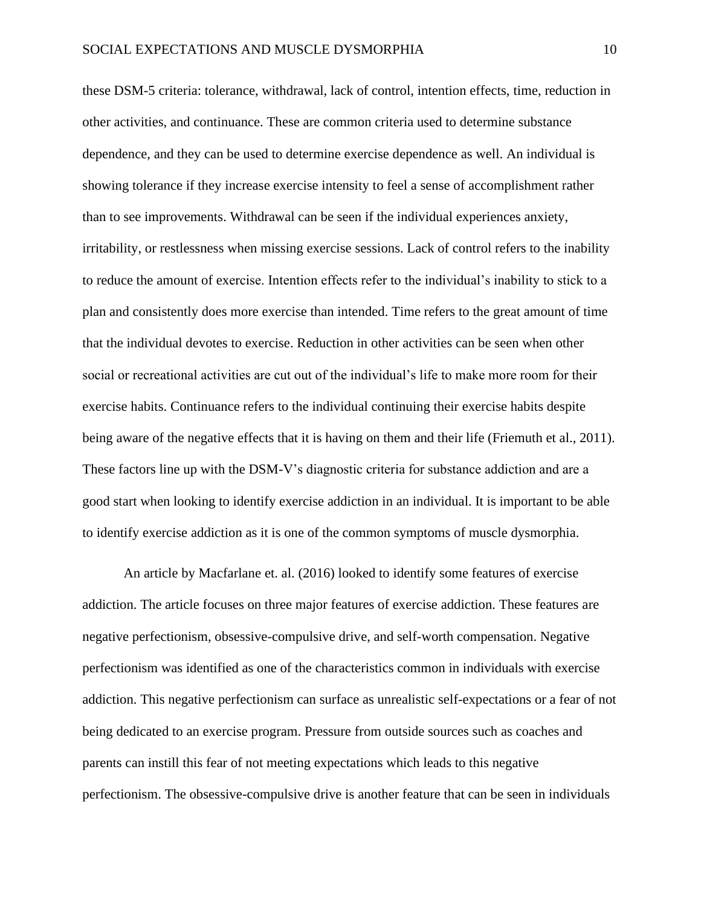these DSM-5 criteria: tolerance, withdrawal, lack of control, intention effects, time, reduction in other activities, and continuance. These are common criteria used to determine substance dependence, and they can be used to determine exercise dependence as well. An individual is showing tolerance if they increase exercise intensity to feel a sense of accomplishment rather than to see improvements. Withdrawal can be seen if the individual experiences anxiety, irritability, or restlessness when missing exercise sessions. Lack of control refers to the inability to reduce the amount of exercise. Intention effects refer to the individual's inability to stick to a plan and consistently does more exercise than intended. Time refers to the great amount of time that the individual devotes to exercise. Reduction in other activities can be seen when other social or recreational activities are cut out of the individual's life to make more room for their exercise habits. Continuance refers to the individual continuing their exercise habits despite being aware of the negative effects that it is having on them and their life (Friemuth et al., 2011). These factors line up with the DSM-V's diagnostic criteria for substance addiction and are a good start when looking to identify exercise addiction in an individual. It is important to be able to identify exercise addiction as it is one of the common symptoms of muscle dysmorphia.

An article by Macfarlane et. al. (2016) looked to identify some features of exercise addiction. The article focuses on three major features of exercise addiction. These features are negative perfectionism, obsessive-compulsive drive, and self-worth compensation. Negative perfectionism was identified as one of the characteristics common in individuals with exercise addiction. This negative perfectionism can surface as unrealistic self-expectations or a fear of not being dedicated to an exercise program. Pressure from outside sources such as coaches and parents can instill this fear of not meeting expectations which leads to this negative perfectionism. The obsessive-compulsive drive is another feature that can be seen in individuals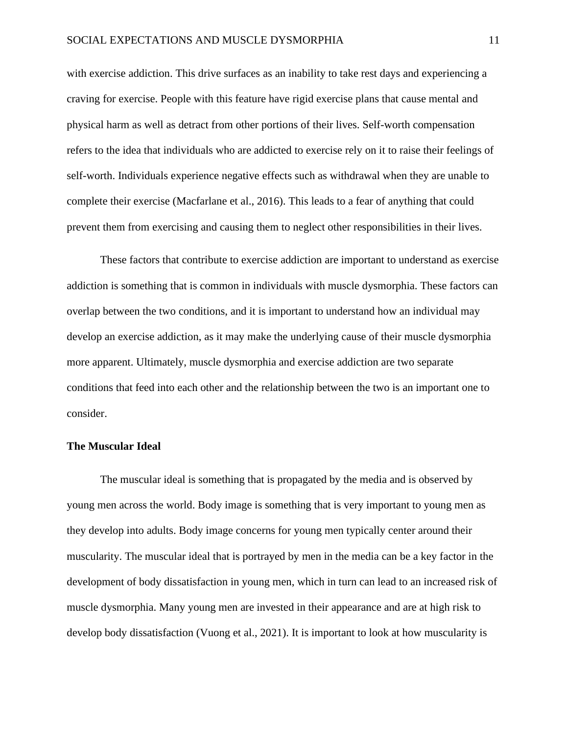with exercise addiction. This drive surfaces as an inability to take rest days and experiencing a craving for exercise. People with this feature have rigid exercise plans that cause mental and physical harm as well as detract from other portions of their lives. Self-worth compensation refers to the idea that individuals who are addicted to exercise rely on it to raise their feelings of self-worth. Individuals experience negative effects such as withdrawal when they are unable to complete their exercise (Macfarlane et al., 2016). This leads to a fear of anything that could prevent them from exercising and causing them to neglect other responsibilities in their lives.

These factors that contribute to exercise addiction are important to understand as exercise addiction is something that is common in individuals with muscle dysmorphia. These factors can overlap between the two conditions, and it is important to understand how an individual may develop an exercise addiction, as it may make the underlying cause of their muscle dysmorphia more apparent. Ultimately, muscle dysmorphia and exercise addiction are two separate conditions that feed into each other and the relationship between the two is an important one to consider.

**The Muscular Ideal**

The muscular ideal is something that is propagated by the media and is observed by young men across the world. Body image is something that is very important to young men as they develop into adults. Body image concerns for young men typically center around their muscularity. The muscular ideal that is portrayed by men in the media can be a key factor in the development of body dissatisfaction in young men, which in turn can lead to an increased risk of muscle dysmorphia. Many young men are invested in their appearance and are at high risk to develop body dissatisfaction (Vuong et al., 2021). It is important to look at how muscularity is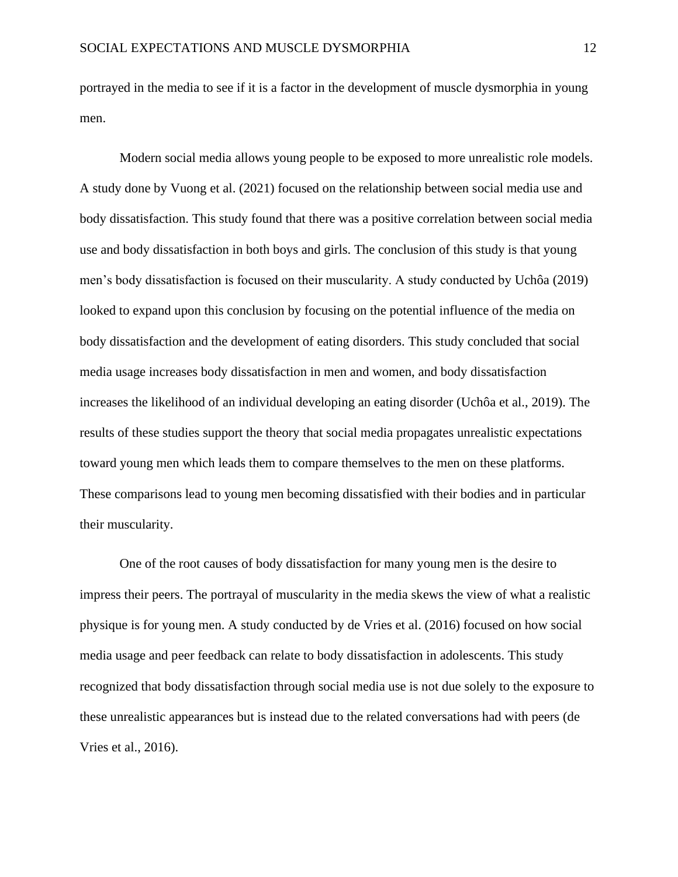portrayed in the media to see if it is a factor in the development of muscle dysmorphia in young men.

Modern social media allows young people to be exposed to more unrealistic role models. A study done by Vuong et al. (2021) focused on the relationship between social media use and body dissatisfaction. This study found that there was a positive correlation between social media use and body dissatisfaction in both boys and girls. The conclusion of this study is that young men's body dissatisfaction is focused on their muscularity. A study conducted by Uchôa (2019) looked to expand upon this conclusion by focusing on the potential influence of the media on body dissatisfaction and the development of eating disorders. This study concluded that social media usage increases body dissatisfaction in men and women, and body dissatisfaction increases the likelihood of an individual developing an eating disorder (Uchôa et al., 2019). The results of these studies support the theory that social media propagates unrealistic expectations toward young men which leads them to compare themselves to the men on these platforms. These comparisons lead to young men becoming dissatisfied with their bodies and in particular their muscularity.

One of the root causes of body dissatisfaction for many young men is the desire to impress their peers. The portrayal of muscularity in the media skews the view of what a realistic physique is for young men. A study conducted by de Vries et al. (2016) focused on how social media usage and peer feedback can relate to body dissatisfaction in adolescents. This study recognized that body dissatisfaction through social media use is not due solely to the exposure to these unrealistic appearances but is instead due to the related conversations had with peers (de Vries et al., 2016).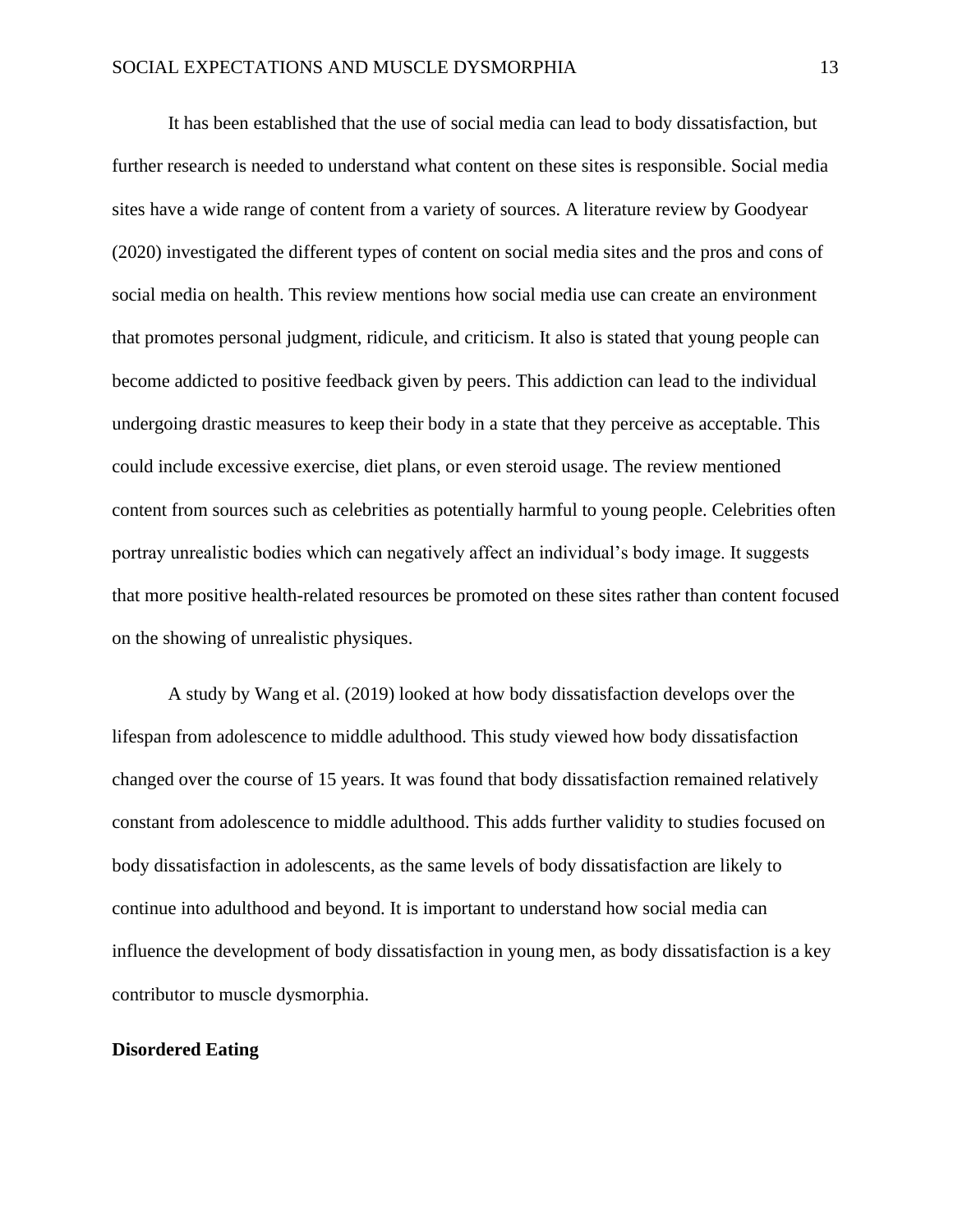It has been established that the use of social media can lead to body dissatisfaction, but further research is needed to understand what content on these sites is responsible. Social media sites have a wide range of content from a variety of sources. A literature review by Goodyear (2020) investigated the different types of content on social media sites and the pros and cons of social media on health. This review mentions how social media use can create an environment that promotes personal judgment, ridicule, and criticism. It also is stated that young people can become addicted to positive feedback given by peers. This addiction can lead to the individual undergoing drastic measures to keep their body in a state that they perceive as acceptable. This could include excessive exercise, diet plans, or even steroid usage. The review mentioned content from sources such as celebrities as potentially harmful to young people. Celebrities often portray unrealistic bodies which can negatively affect an individual's body image. It suggests that more positive health-related resources be promoted on these sites rather than content focused on the showing of unrealistic physiques.

A study by Wang et al. (2019) looked at how body dissatisfaction develops over the lifespan from adolescence to middle adulthood. This study viewed how body dissatisfaction changed over the course of 15 years. It was found that body dissatisfaction remained relatively constant from adolescence to middle adulthood. This adds further validity to studies focused on body dissatisfaction in adolescents, as the same levels of body dissatisfaction are likely to continue into adulthood and beyond. It is important to understand how social media can influence the development of body dissatisfaction in young men, as body dissatisfaction is a key contributor to muscle dysmorphia.

**Disordered Eating**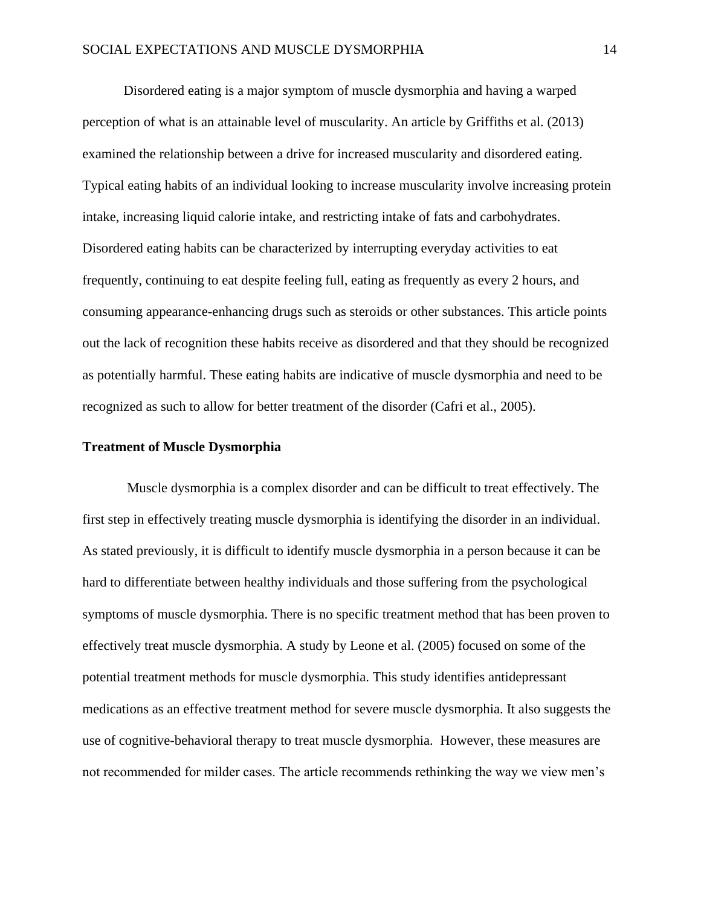Disordered eating is a major symptom of muscle dysmorphia and having a warped perception of what is an attainable level of muscularity. An article by Griffiths et al. (2013) examined the relationship between a drive for increased muscularity and disordered eating. Typical eating habits of an individual looking to increase muscularity involve increasing protein intake, increasing liquid calorie intake, and restricting intake of fats and carbohydrates. Disordered eating habits can be characterized by interrupting everyday activities to eat frequently, continuing to eat despite feeling full, eating as frequently as every 2 hours, and consuming appearance-enhancing drugs such as steroids or other substances. This article points out the lack of recognition these habits receive as disordered and that they should be recognized as potentially harmful. These eating habits are indicative of muscle dysmorphia and need to be recognized as such to allow for better treatment of the disorder (Cafri et al., 2005).

**Treatment of Muscle Dysmorphia**

Muscle dysmorphia is a complex disorder and can be difficult to treat effectively. The first step in effectively treating muscle dysmorphia is identifying the disorder in an individual. As stated previously, it is difficult to identify muscle dysmorphia in a person because it can be hard to differentiate between healthy individuals and those suffering from the psychological symptoms of muscle dysmorphia. There is no specific treatment method that has been proven to effectively treat muscle dysmorphia. A study by Leone et al. (2005) focused on some of the potential treatment methods for muscle dysmorphia. This study identifies antidepressant medications as an effective treatment method for severe muscle dysmorphia. It also suggests the use of cognitive-behavioral therapy to treat muscle dysmorphia. However, these measures are not recommended for milder cases. The article recommends rethinking the way we view men's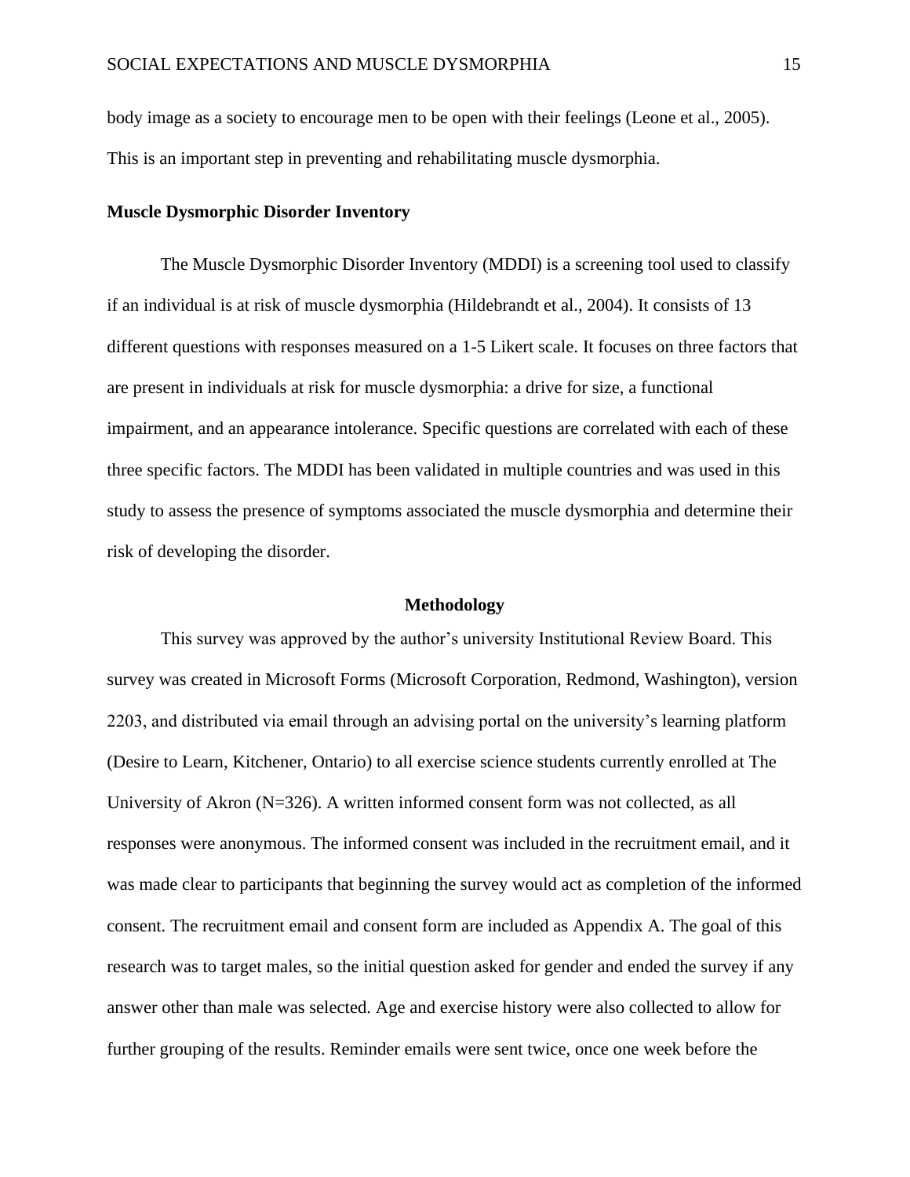body image as a society to encourage men to be open with their feelings (Leone et al., 2005). This is an important step in preventing and rehabilitating muscle dysmorphia.

### Muscle Dysmorphic Disorder Inventory

The Muscle Dysmorphic Disorder Inventory (MDDI) is a screening tool used to classify if an individual is at risk of muscle dysmorphia (Hildebrandt et al., 2004). It consists of 13 different questions with responses measured on a 1-5 Likert scale. It focuses on three factors that are present in individuals at risk for muscle dysmorphia: a drive for size, a functional impairment, and an appearance intolerance. Specific questions are correlated with each of these three specific factors. The MDDI has been validated in multiple countries and was used in this study to assess the presence of symptoms associated the muscle dysmorphia and determine their risk of developing the disorder.

## Methodology

This survey was approved by the author's university Institutional Review Board. This survey was created in Microsoft Forms (Microsoft Corporation, Redmond, Washington), version 2203, and distributed via email through an advising portal on the university's learning platform (Desire to Learn, Kitchener, Ontario) to all exercise science students currently enrolled at The University of Akron (N=326). A written informed consent form was not collected, as all responses were anonymous. The informed consent was included in the recruitment email, and it was made clear to participants that beginning the survey would act as completion of the informed consent. The recruitment email and consent form are included as Appendix A. The goal of this research was to target males, so the initial question asked for gender and ended the survey if any answer other than male was selected. Age and exercise history were also collected to allow for further grouping of the results. Reminder emails were sent twice, once one week before the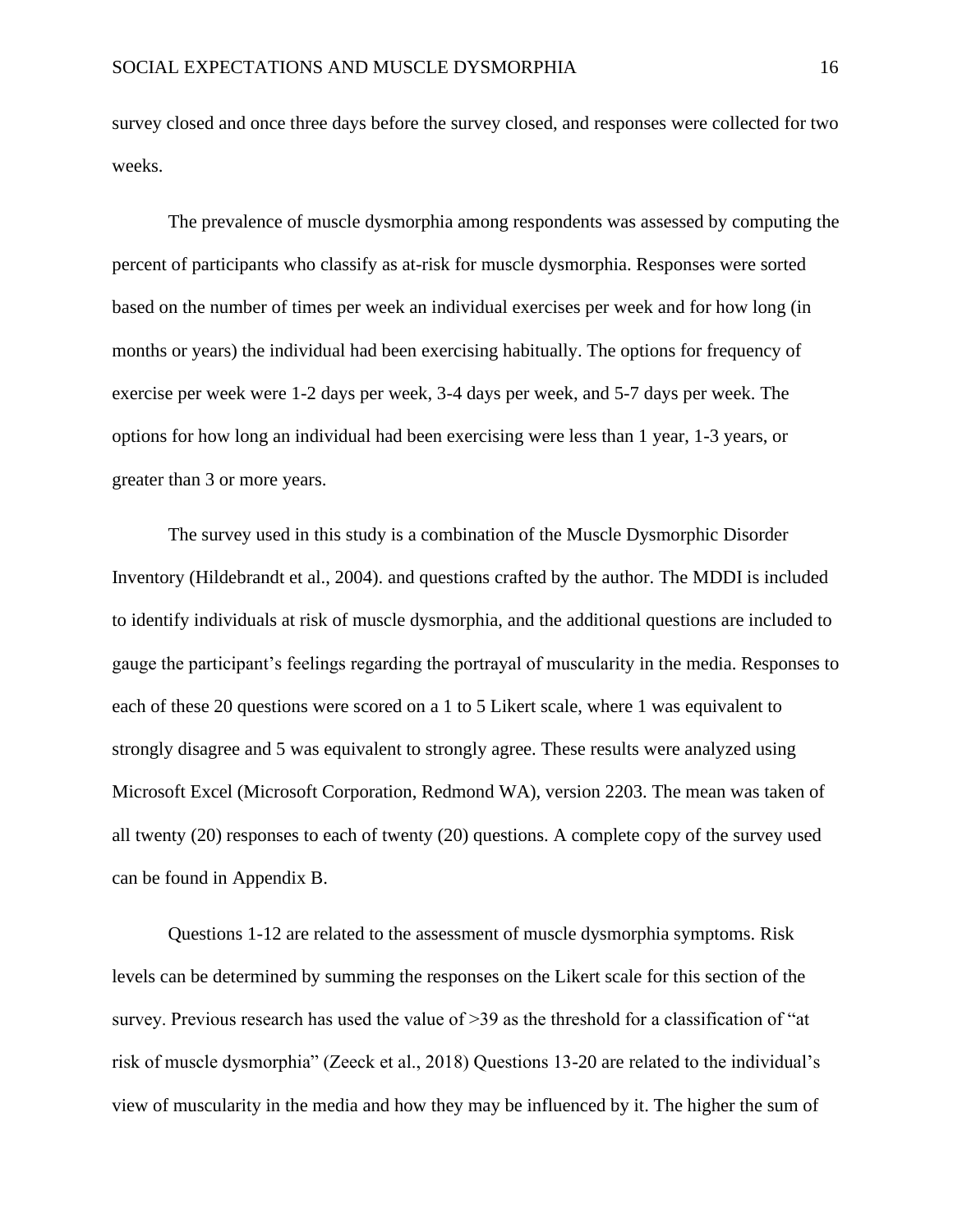survey closed and once three days before the survey closed, and responses were collected for two weeks.

The prevalence of muscle dysmorphia among respondents was assessed by computing the percent of participants who classify as at-risk for muscle dysmorphia. Responses were sorted based on the number of times per week an individual exercises per week and for how long (in months or years) the individual had been exercising habitually. The options for frequency of exercise per week were 1-2 days per week, 3-4 days per week, and 5-7 days per week. The options for how long an individual had been exercising were less than 1 year, 1-3 years, or greater than 3 or more years.

The survey used in this study is a combination of the Muscle Dysmorphic Disorder Inventory (Hildebrandt et al., 2004). and questions crafted by the author. The MDDI is included to identify individuals at risk of muscle dysmorphia, and the additional questions are included to gauge the participant's feelings regarding the portrayal of muscularity in the media. Responses to each of these 20 questions were scored on a 1 to 5 Likert scale, where 1 was equivalent to strongly disagree and 5 was equivalent to strongly agree. These results were analyzed using Microsoft Excel (Microsoft Corporation, Redmond WA), version 2203. The mean was taken of all twenty (20) responses to each of twenty (20) questions. A complete copy of the survey used can be found in Appendix B.

Questions 1-12 are related to the assessment of muscle dysmorphia symptoms. Risk levels can be determined by summing the responses on the Likert scale for this section of the survey. Previous research has used the value of >39 as the threshold for a classification of "at risk of muscle dysmorphia" (Zeeck et al., 2018) Questions 13-20 are related to the individual's view of muscularity in the media and how they may be influenced by it. The higher the sum of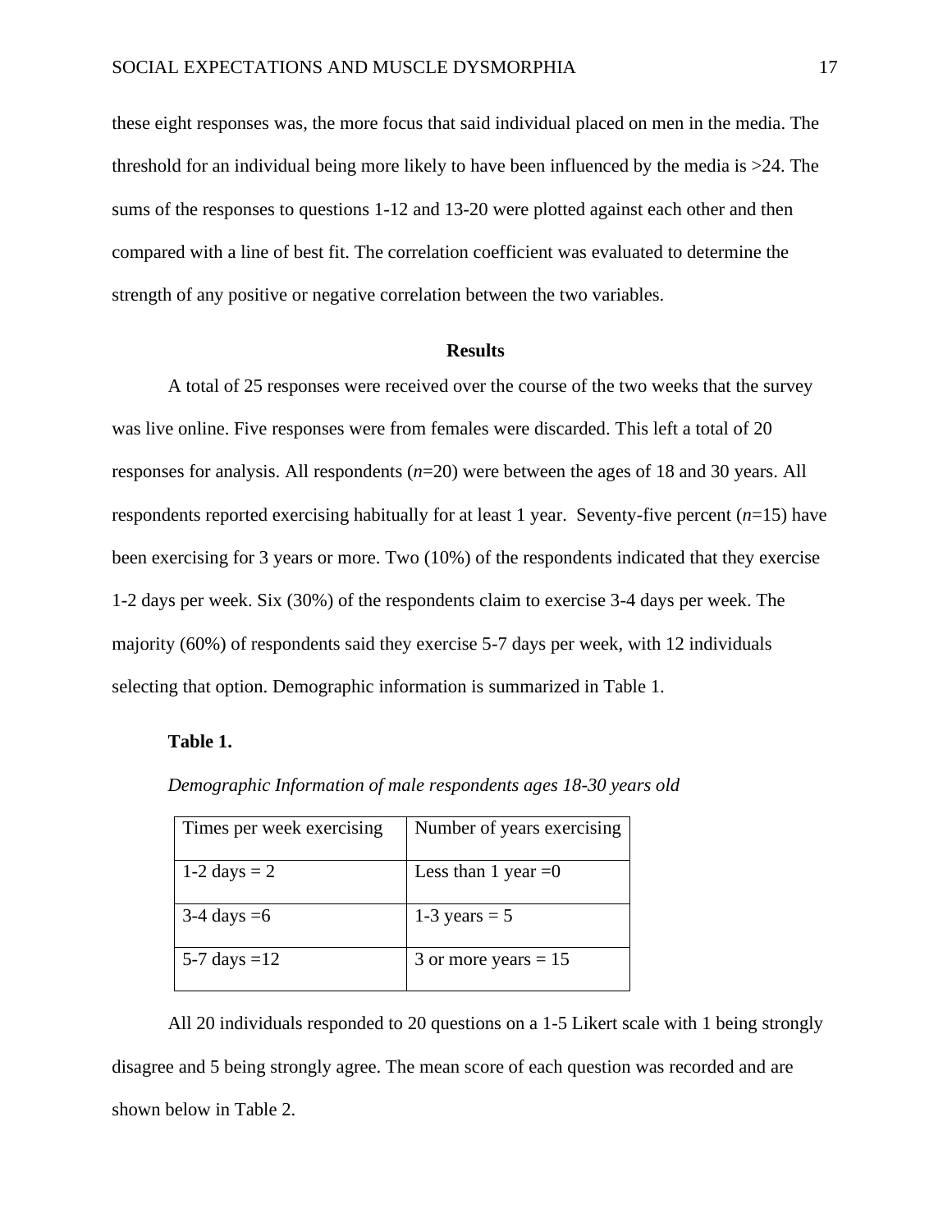these eight responses was, the more focus that said individual placed on men in the media. The threshold for an individual being more likely to have been influenced by the media is >24. The sums of the responses to questions 1-12 and 13-20 were plotted against each other and then compared with a line of best fit. The correlation coefficient was evaluated to determine the strength of any positive or negative correlation between the two variables.

## Results

A total of 25 responses were received over the course of the two weeks that the survey was live online. Five responses were from females were discarded. This left a total of 20 responses for analysis. All respondents ($n$=20) were between the ages of 18 and 30 years. All respondents reported exercising habitually for at least 1 year. Seventy-five percent ($n$=15) have been exercising for 3 years or more. Two (10%) of the respondents indicated that they exercise 1-2 days per week. Six (30%) of the respondents claim to exercise 3-4 days per week. The majority (60%) of respondents said they exercise 5-7 days per week, with 12 individuals selecting that option. Demographic information is summarized in Table 1.

**Table 1.**

*Demographic Information of male respondents ages 18-30 years old*

| Times per week exercising | Number of years exercising |
|---|---|
| 1-2 days = 2 | Less than 1 year =0 |
| 3-4 days =6 | 1-3 years = 5 |
| 5-7 days =12 | 3 or more years = 15 |

All 20 individuals responded to 20 questions on a 1-5 Likert scale with 1 being strongly disagree and 5 being strongly agree. The mean score of each question was recorded and are shown below in Table 2.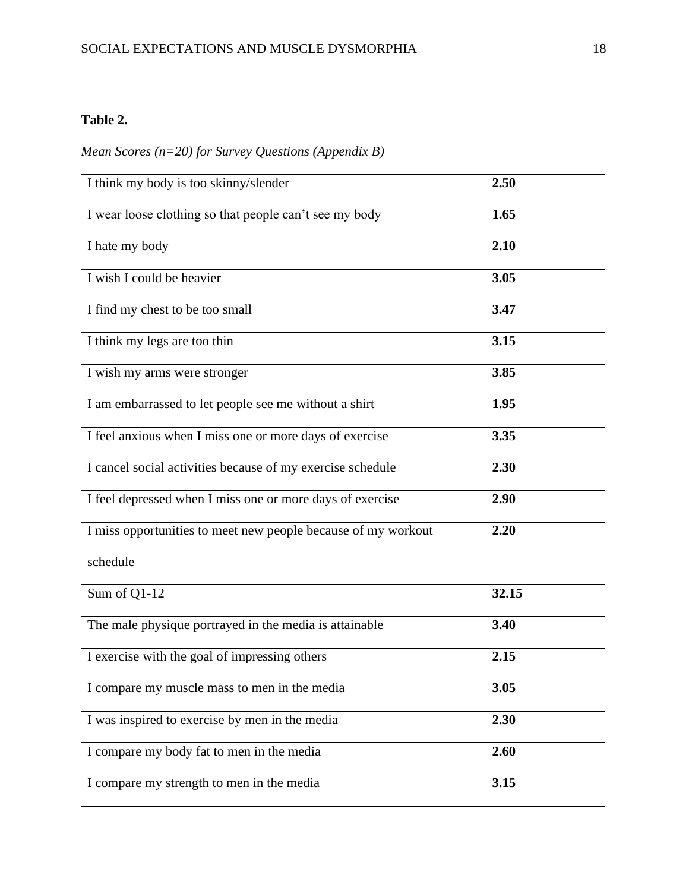**Table 2.**

*Mean Scores (n=20) for Survey Questions (Appendix B)*

| | |
|---|---|
| I think my body is too skinny/slender | **2.50** |
| I wear loose clothing so that people can't see my body | **1.65** |
| I hate my body | **2.10** |
| I wish I could be heavier | **3.05** |
| I find my chest to be too small | **3.47** |
| I think my legs are too thin | **3.15** |
| I wish my arms were stronger | **3.85** |
| I am embarrassed to let people see me without a shirt | **1.95** |
| I feel anxious when I miss one or more days of exercise | **3.35** |
| I cancel social activities because of my exercise schedule | **2.30** |
| I feel depressed when I miss one or more days of exercise | **2.90** |
| I miss opportunities to meet new people because of my workout schedule | **2.20** |
| Sum of Q1-12 | **32.15** |
| The male physique portrayed in the media is attainable | **3.40** |
| I exercise with the goal of impressing others | **2.15** |
| I compare my muscle mass to men in the media | **3.05** |
| I was inspired to exercise by men in the media | **2.30** |
| I compare my body fat to men in the media | **2.60** |
| I compare my strength to men in the media | **3.15** |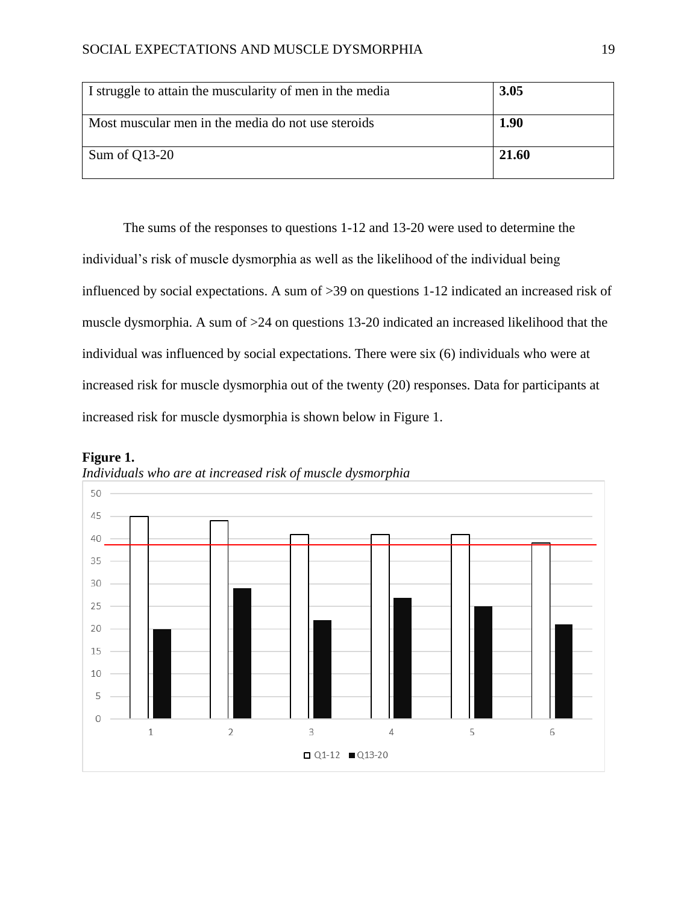| I struggle to attain the muscularity of men in the media | **3.05** |
|---|---|
| Most muscular men in the media do not use steroids | **1.90** |
| Sum of Q13-20 | **21.60** |

The sums of the responses to questions 1-12 and 13-20 were used to determine the individual's risk of muscle dysmorphia as well as the likelihood of the individual being influenced by social expectations. A sum of >39 on questions 1-12 indicated an increased risk of muscle dysmorphia. A sum of >24 on questions 13-20 indicated an increased likelihood that the individual was influenced by social expectations. There were six (6) individuals who were at increased risk for muscle dysmorphia out of the twenty (20) responses. Data for participants at increased risk for muscle dysmorphia is shown below in Figure 1.

**Figure 1.**

*Individuals who are at increased risk of muscle dysmorphia*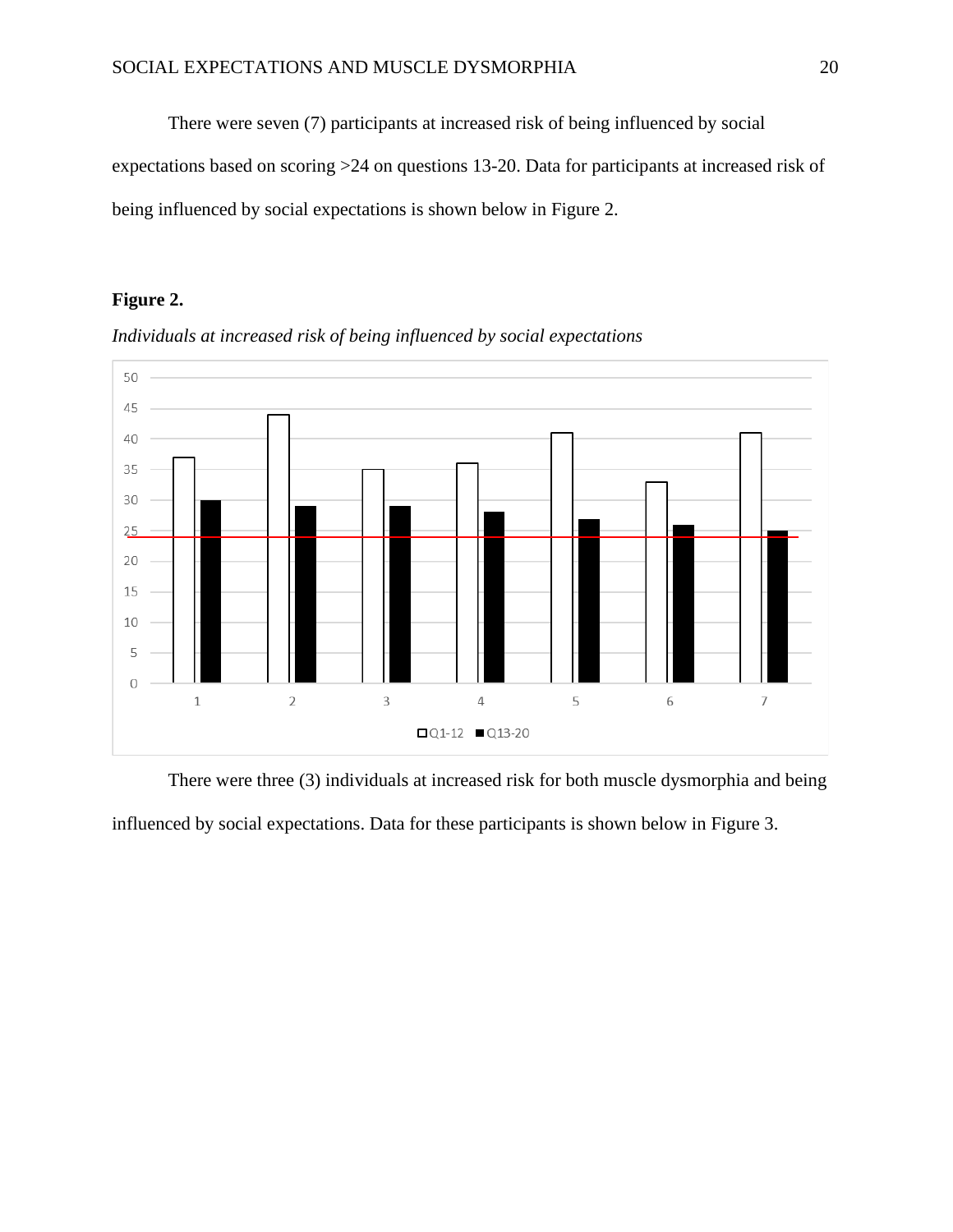There were seven (7) participants at increased risk of being influenced by social expectations based on scoring >24 on questions 13-20. Data for participants at increased risk of being influenced by social expectations is shown below in Figure 2.

**Figure 2.**

*Individuals at increased risk of being influenced by social expectations*

There were three (3) individuals at increased risk for both muscle dysmorphia and being influenced by social expectations. Data for these participants is shown below in Figure 3.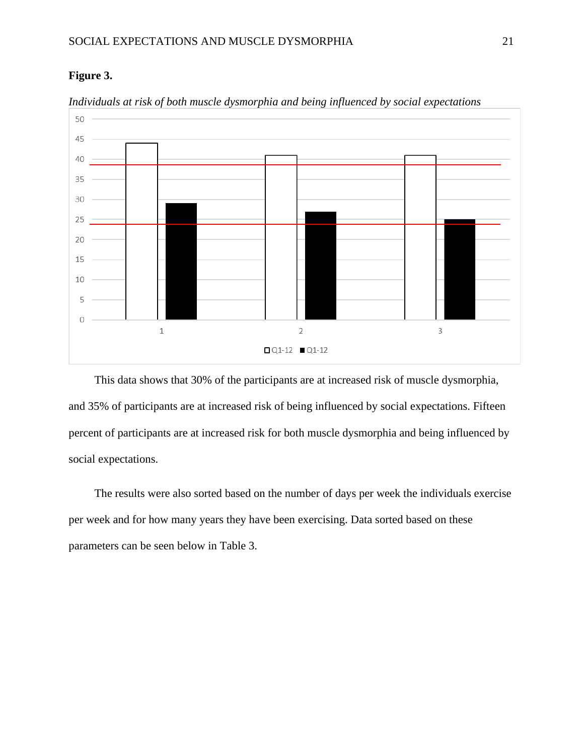**Figure 3.**

*Individuals at risk of both muscle dysmorphia and being influenced by social expectations*

This data shows that 30% of the participants are at increased risk of muscle dysmorphia, and 35% of participants are at increased risk of being influenced by social expectations. Fifteen percent of participants are at increased risk for both muscle dysmorphia and being influenced by social expectations.

The results were also sorted based on the number of days per week the individuals exercise per week and for how many years they have been exercising. Data sorted based on these parameters can be seen below in Table 3.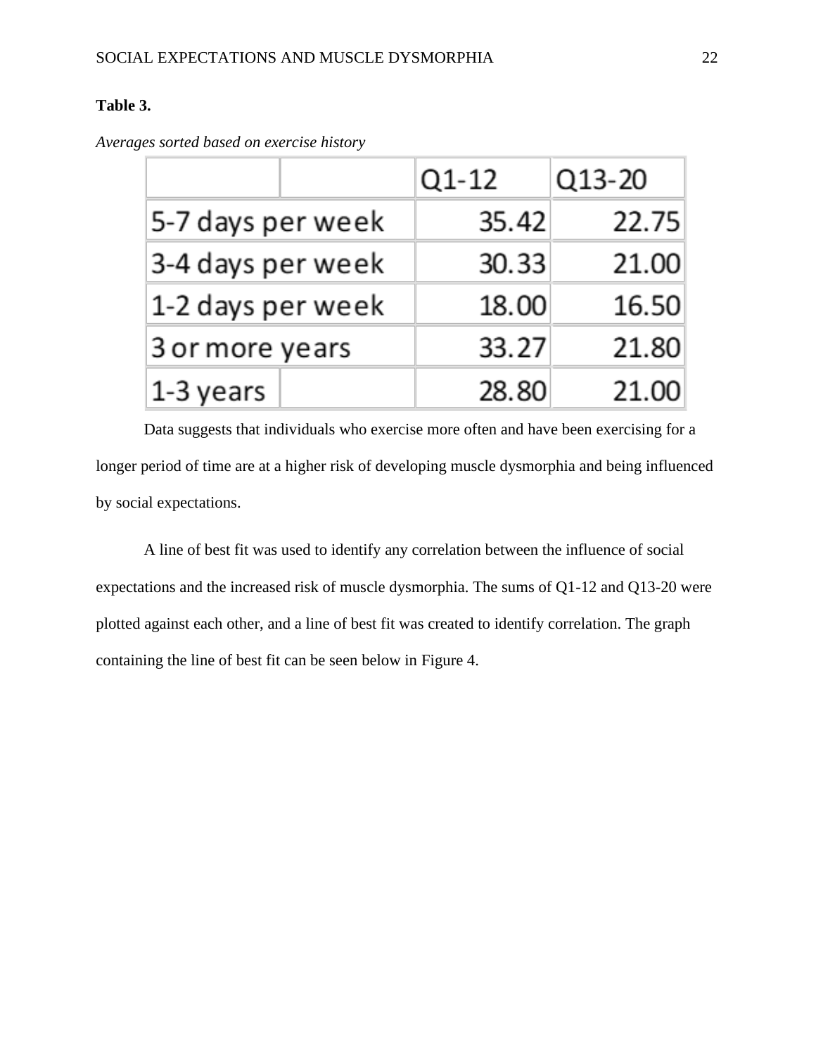**Table 3.**

*Averages sorted based on exercise history*

| | Q1-12 | Q13-20 |
|---|---|---|
| 5-7 days per week | 35.42 | 22.75 |
| 3-4 days per week | 30.33 | 21.00 |
| 1-2 days per week | 18.00 | 16.50 |
| 3 or more years | 33.27 | 21.80 |
| 1-3 years | 28.80 | 21.00 |

Data suggests that individuals who exercise more often and have been exercising for a longer period of time are at a higher risk of developing muscle dysmorphia and being influenced by social expectations.

A line of best fit was used to identify any correlation between the influence of social expectations and the increased risk of muscle dysmorphia. The sums of Q1-12 and Q13-20 were plotted against each other, and a line of best fit was created to identify correlation. The graph containing the line of best fit can be seen below in Figure 4.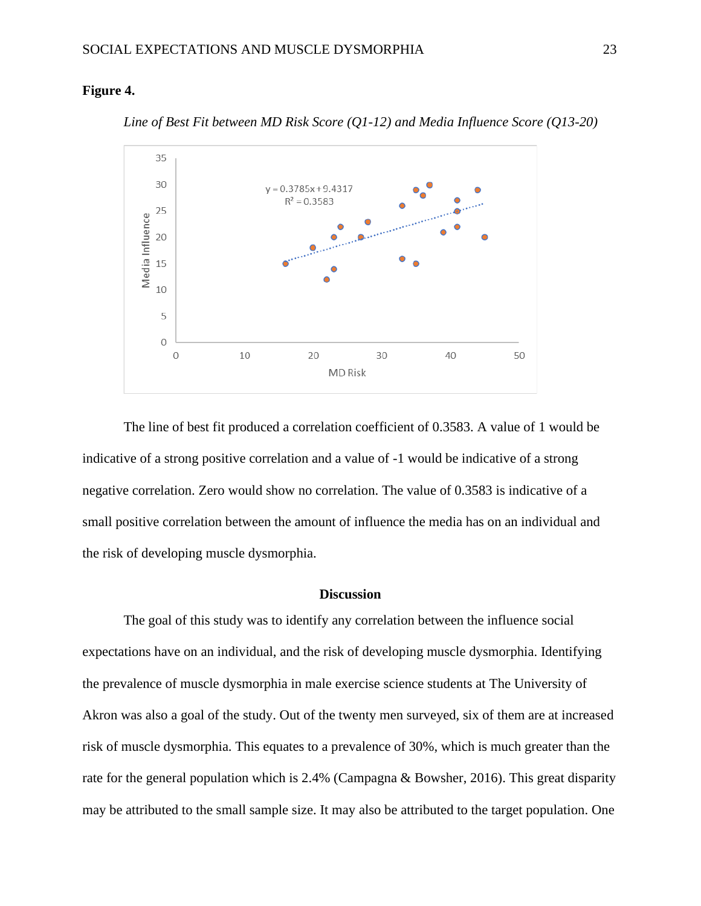**Figure 4.**

*Line of Best Fit between MD Risk Score (Q1-12) and Media Influence Score (Q13-20)*

The line of best fit produced a correlation coefficient of 0.3583. A value of 1 would be indicative of a strong positive correlation and a value of -1 would be indicative of a strong negative correlation. Zero would show no correlation. The value of 0.3583 is indicative of a small positive correlation between the amount of influence the media has on an individual and the risk of developing muscle dysmorphia.

## Discussion

The goal of this study was to identify any correlation between the influence social expectations have on an individual, and the risk of developing muscle dysmorphia. Identifying the prevalence of muscle dysmorphia in male exercise science students at The University of Akron was also a goal of the study. Out of the twenty men surveyed, six of them are at increased risk of muscle dysmorphia. This equates to a prevalence of 30%, which is much greater than the rate for the general population which is 2.4% (Campagna & Bowsher, 2016). This great disparity may be attributed to the small sample size. It may also be attributed to the target population. One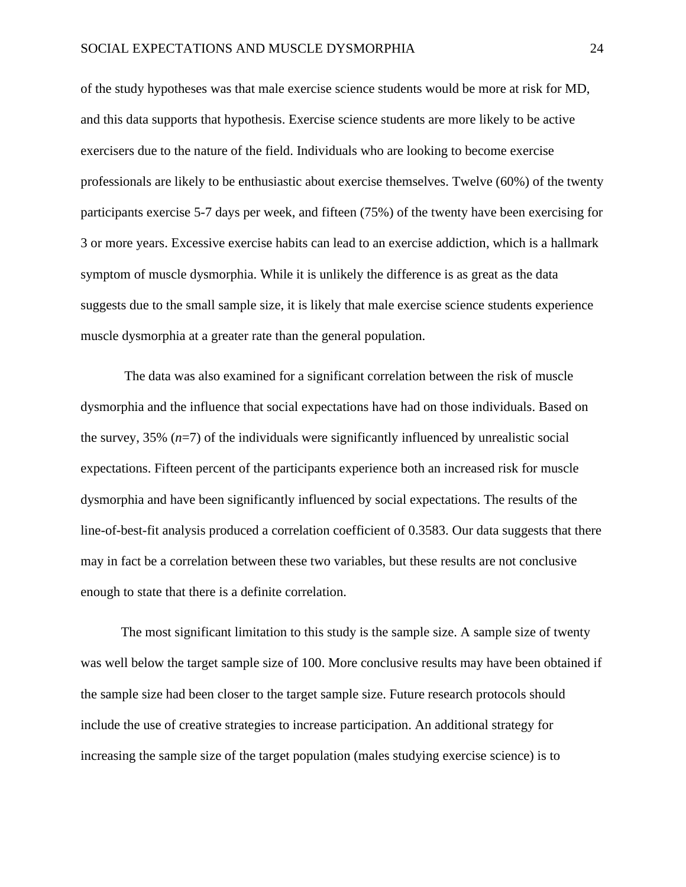of the study hypotheses was that male exercise science students would be more at risk for MD, and this data supports that hypothesis. Exercise science students are more likely to be active exercisers due to the nature of the field. Individuals who are looking to become exercise professionals are likely to be enthusiastic about exercise themselves. Twelve (60%) of the twenty participants exercise 5-7 days per week, and fifteen (75%) of the twenty have been exercising for 3 or more years. Excessive exercise habits can lead to an exercise addiction, which is a hallmark symptom of muscle dysmorphia. While it is unlikely the difference is as great as the data suggests due to the small sample size, it is likely that male exercise science students experience muscle dysmorphia at a greater rate than the general population.

The data was also examined for a significant correlation between the risk of muscle dysmorphia and the influence that social expectations have had on those individuals. Based on the survey, 35% ($n$=7) of the individuals were significantly influenced by unrealistic social expectations. Fifteen percent of the participants experience both an increased risk for muscle dysmorphia and have been significantly influenced by social expectations. The results of the line-of-best-fit analysis produced a correlation coefficient of 0.3583. Our data suggests that there may in fact be a correlation between these two variables, but these results are not conclusive enough to state that there is a definite correlation.

The most significant limitation to this study is the sample size. A sample size of twenty was well below the target sample size of 100. More conclusive results may have been obtained if the sample size had been closer to the target sample size. Future research protocols should include the use of creative strategies to increase participation. An additional strategy for increasing the sample size of the target population (males studying exercise science) is to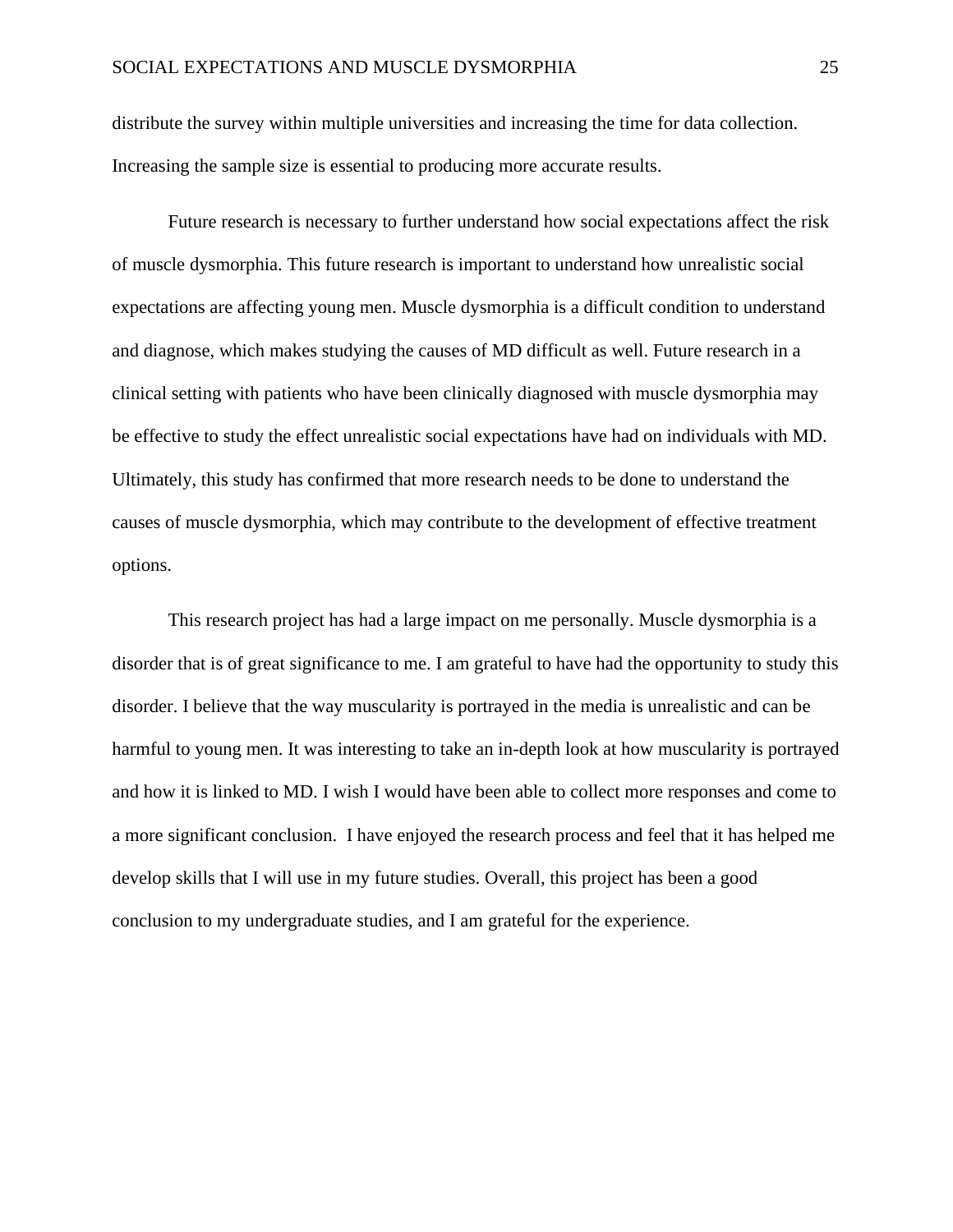distribute the survey within multiple universities and increasing the time for data collection. Increasing the sample size is essential to producing more accurate results.

Future research is necessary to further understand how social expectations affect the risk of muscle dysmorphia. This future research is important to understand how unrealistic social expectations are affecting young men. Muscle dysmorphia is a difficult condition to understand and diagnose, which makes studying the causes of MD difficult as well. Future research in a clinical setting with patients who have been clinically diagnosed with muscle dysmorphia may be effective to study the effect unrealistic social expectations have had on individuals with MD. Ultimately, this study has confirmed that more research needs to be done to understand the causes of muscle dysmorphia, which may contribute to the development of effective treatment options.

This research project has had a large impact on me personally. Muscle dysmorphia is a disorder that is of great significance to me. I am grateful to have had the opportunity to study this disorder. I believe that the way muscularity is portrayed in the media is unrealistic and can be harmful to young men. It was interesting to take an in-depth look at how muscularity is portrayed and how it is linked to MD. I wish I would have been able to collect more responses and come to a more significant conclusion. I have enjoyed the research process and feel that it has helped me develop skills that I will use in my future studies. Overall, this project has been a good conclusion to my undergraduate studies, and I am grateful for the experience.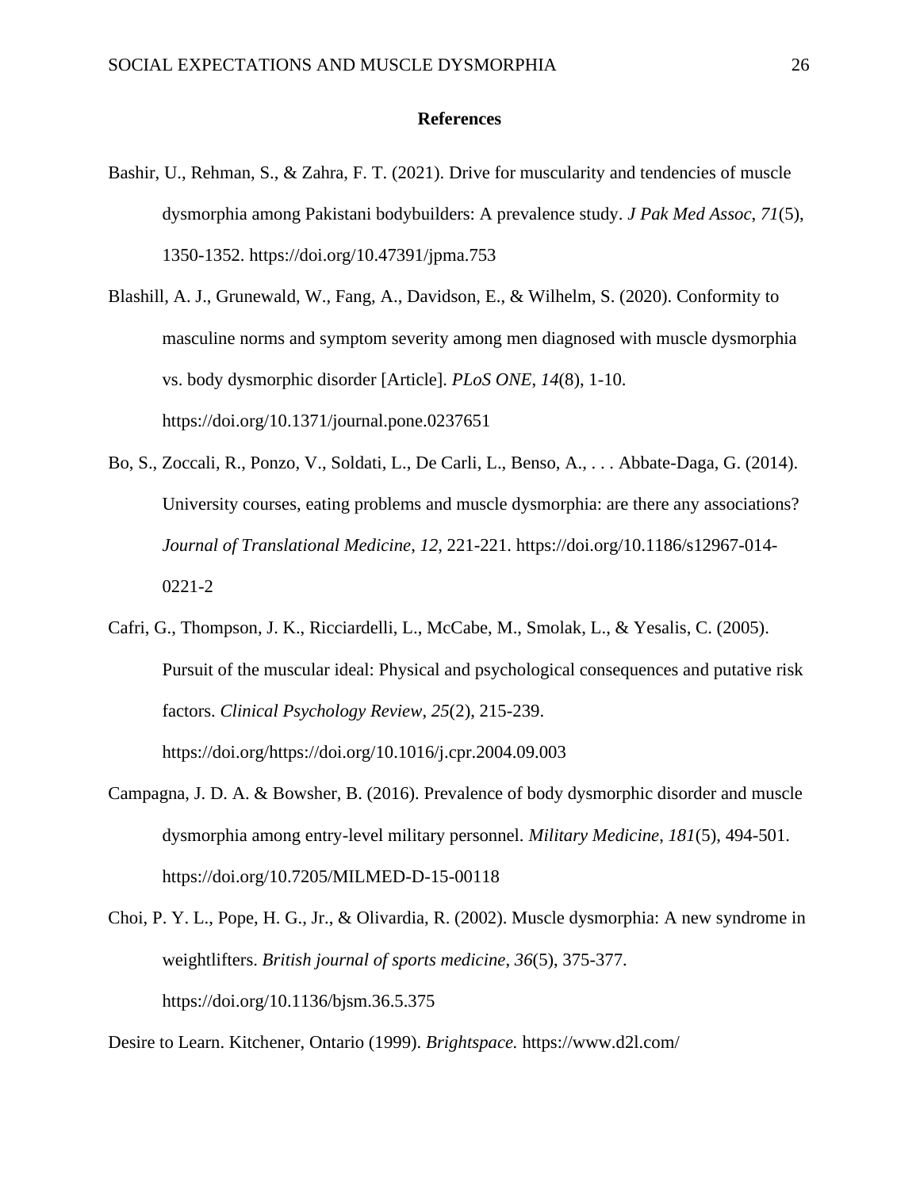# References

Bashir, U., Rehman, S., & Zahra, F. T. (2021). Drive for muscularity and tendencies of muscle dysmorphia among Pakistani bodybuilders: A prevalence study. *J Pak Med Assoc*, *71*(5), 1350-1352. https://doi.org/10.47391/jpma.753

Blashill, A. J., Grunewald, W., Fang, A., Davidson, E., & Wilhelm, S. (2020). Conformity to masculine norms and symptom severity among men diagnosed with muscle dysmorphia vs. body dysmorphic disorder [Article]. *PLoS ONE*, *14*(8), 1-10. https://doi.org/10.1371/journal.pone.0237651

Bo, S., Zoccali, R., Ponzo, V., Soldati, L., De Carli, L., Benso, A., . . . Abbate-Daga, G. (2014). University courses, eating problems and muscle dysmorphia: are there any associations? *Journal of Translational Medicine*, *12*, 221-221. https://doi.org/10.1186/s12967-014-0221-2

Cafri, G., Thompson, J. K., Ricciardelli, L., McCabe, M., Smolak, L., & Yesalis, C. (2005). Pursuit of the muscular ideal: Physical and psychological consequences and putative risk factors. *Clinical Psychology Review*, *25*(2), 215-239. https://doi.org/https://doi.org/10.1016/j.cpr.2004.09.003

Campagna, J. D. A. & Bowsher, B. (2016). Prevalence of body dysmorphic disorder and muscle dysmorphia among entry-level military personnel. *Military Medicine*, *181*(5), 494-501. https://doi.org/10.7205/MILMED-D-15-00118

Choi, P. Y. L., Pope, H. G., Jr., & Olivardia, R. (2002). Muscle dysmorphia: A new syndrome in weightlifters. *British journal of sports medicine*, *36*(5), 375-377. https://doi.org/10.1136/bjsm.36.5.375

Desire to Learn. Kitchener, Ontario (1999). *Brightspace.* https://www.d2l.com/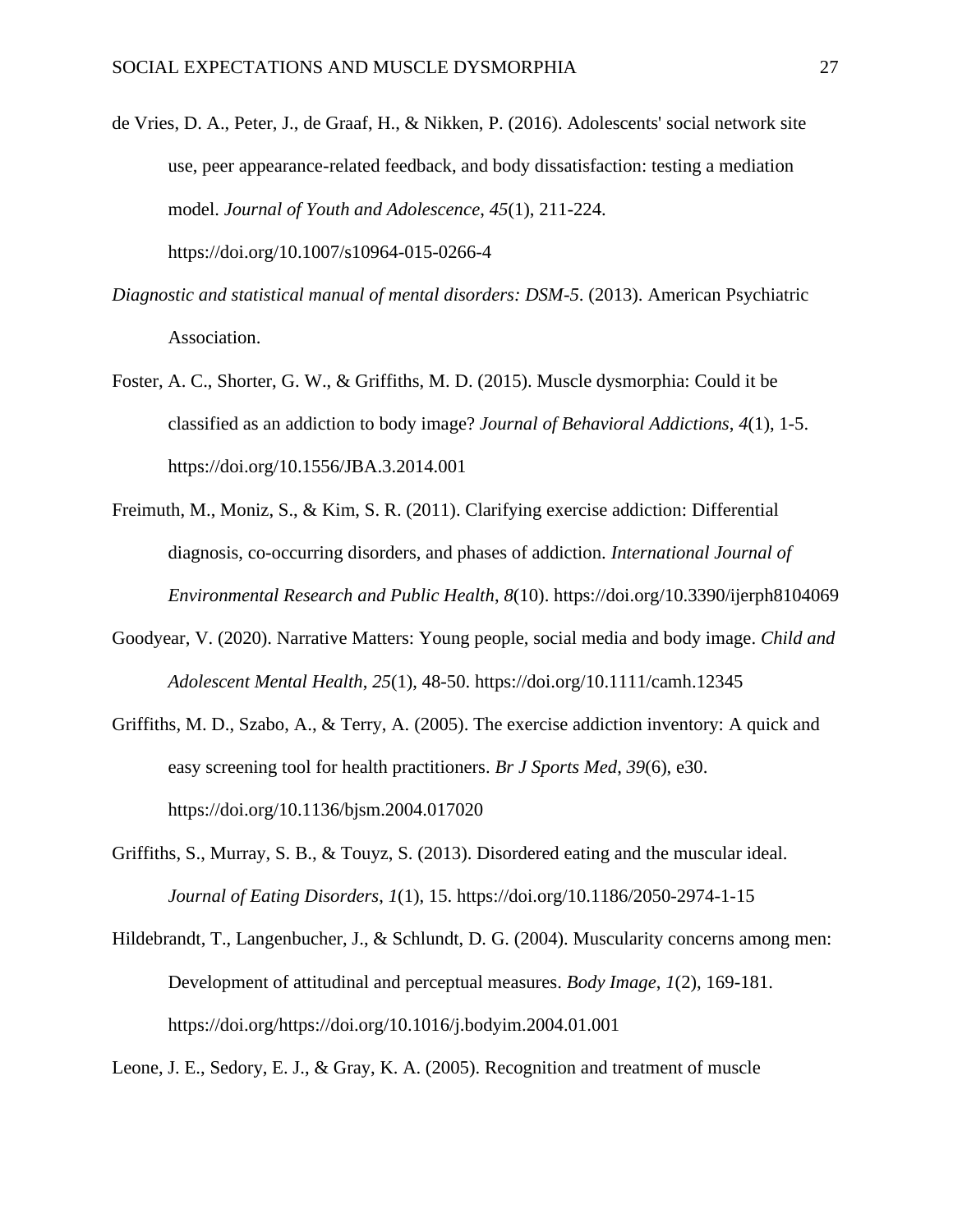de Vries, D. A., Peter, J., de Graaf, H., & Nikken, P. (2016). Adolescents' social network site use, peer appearance-related feedback, and body dissatisfaction: testing a mediation model. *Journal of Youth and Adolescence*, *45*(1), 211-224. https://doi.org/10.1007/s10964-015-0266-4

*Diagnostic and statistical manual of mental disorders: DSM-5*. (2013). American Psychiatric Association.

Foster, A. C., Shorter, G. W., & Griffiths, M. D. (2015). Muscle dysmorphia: Could it be classified as an addiction to body image? *Journal of Behavioral Addictions*, *4*(1), 1-5. https://doi.org/10.1556/JBA.3.2014.001

Freimuth, M., Moniz, S., & Kim, S. R. (2011). Clarifying exercise addiction: Differential diagnosis, co-occurring disorders, and phases of addiction. *International Journal of Environmental Research and Public Health*, *8*(10). https://doi.org/10.3390/ijerph8104069

Goodyear, V. (2020). Narrative Matters: Young people, social media and body image. *Child and Adolescent Mental Health*, *25*(1), 48-50. https://doi.org/10.1111/camh.12345

Griffiths, M. D., Szabo, A., & Terry, A. (2005). The exercise addiction inventory: A quick and easy screening tool for health practitioners. *Br J Sports Med*, *39*(6), e30. https://doi.org/10.1136/bjsm.2004.017020

Griffiths, S., Murray, S. B., & Touyz, S. (2013). Disordered eating and the muscular ideal. *Journal of Eating Disorders*, *1*(1), 15. https://doi.org/10.1186/2050-2974-1-15

Hildebrandt, T., Langenbucher, J., & Schlundt, D. G. (2004). Muscularity concerns among men: Development of attitudinal and perceptual measures. *Body Image*, *1*(2), 169-181. https://doi.org/https://doi.org/10.1016/j.bodyim.2004.01.001

Leone, J. E., Sedory, E. J., & Gray, K. A. (2005). Recognition and treatment of muscle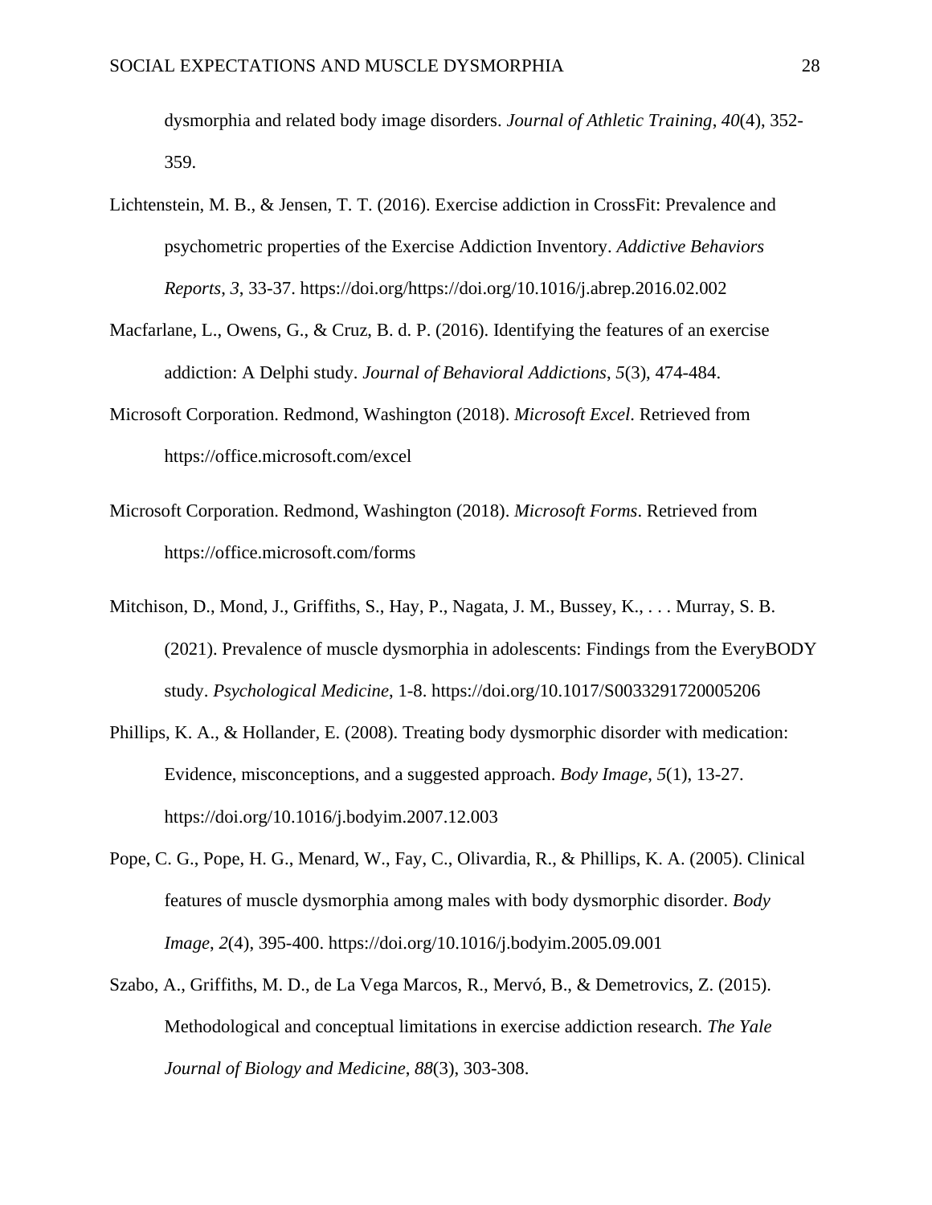dysmorphia and related body image disorders. *Journal of Athletic Training*, *40*(4), 352-359.

Lichtenstein, M. B., & Jensen, T. T. (2016). Exercise addiction in CrossFit: Prevalence and psychometric properties of the Exercise Addiction Inventory. *Addictive Behaviors Reports*, *3*, 33-37. https://doi.org/https://doi.org/10.1016/j.abrep.2016.02.002

Macfarlane, L., Owens, G., & Cruz, B. d. P. (2016). Identifying the features of an exercise addiction: A Delphi study. *Journal of Behavioral Addictions*, *5*(3), 474-484.

Microsoft Corporation. Redmond, Washington (2018). *Microsoft Excel*. Retrieved from https://office.microsoft.com/excel

Microsoft Corporation. Redmond, Washington (2018). *Microsoft Forms*. Retrieved from https://office.microsoft.com/forms

Mitchison, D., Mond, J., Griffiths, S., Hay, P., Nagata, J. M., Bussey, K., . . . Murray, S. B. (2021). Prevalence of muscle dysmorphia in adolescents: Findings from the EveryBODY study. *Psychological Medicine*, 1-8. https://doi.org/10.1017/S0033291720005206

Phillips, K. A., & Hollander, E. (2008). Treating body dysmorphic disorder with medication: Evidence, misconceptions, and a suggested approach. *Body Image*, *5*(1), 13-27. https://doi.org/10.1016/j.bodyim.2007.12.003

Pope, C. G., Pope, H. G., Menard, W., Fay, C., Olivardia, R., & Phillips, K. A. (2005). Clinical features of muscle dysmorphia among males with body dysmorphic disorder. *Body Image*, *2*(4), 395-400. https://doi.org/10.1016/j.bodyim.2005.09.001

Szabo, A., Griffiths, M. D., de La Vega Marcos, R., Mervó, B., & Demetrovics, Z. (2015). Methodological and conceptual limitations in exercise addiction research. *The Yale Journal of Biology and Medicine*, *88*(3), 303-308.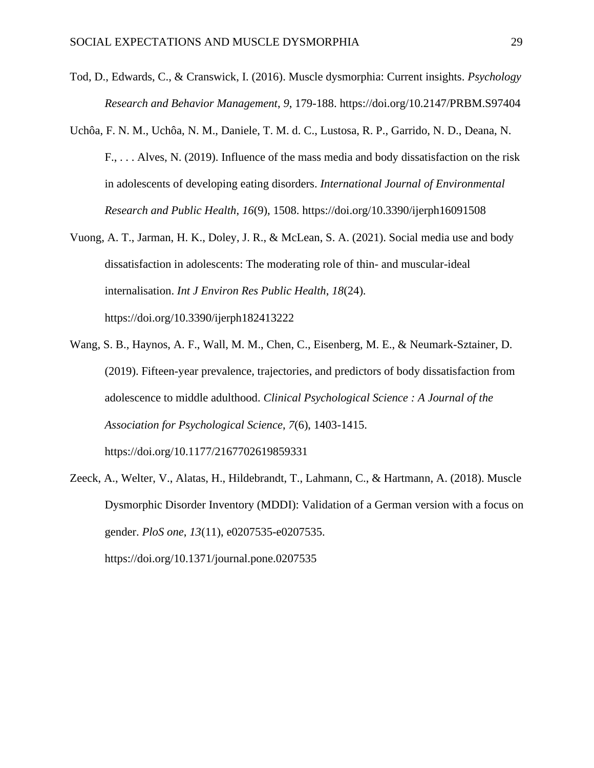Tod, D., Edwards, C., & Cranswick, I. (2016). Muscle dysmorphia: Current insights. *Psychology Research and Behavior Management*, *9*, 179-188. https://doi.org/10.2147/PRBM.S97404

Uchôa, F. N. M., Uchôa, N. M., Daniele, T. M. d. C., Lustosa, R. P., Garrido, N. D., Deana, N. F., . . . Alves, N. (2019). Influence of the mass media and body dissatisfaction on the risk in adolescents of developing eating disorders. *International Journal of Environmental Research and Public Health*, *16*(9), 1508. https://doi.org/10.3390/ijerph16091508

Vuong, A. T., Jarman, H. K., Doley, J. R., & McLean, S. A. (2021). Social media use and body dissatisfaction in adolescents: The moderating role of thin- and muscular-ideal internalisation. *Int J Environ Res Public Health*, *18*(24). https://doi.org/10.3390/ijerph182413222

Wang, S. B., Haynos, A. F., Wall, M. M., Chen, C., Eisenberg, M. E., & Neumark-Sztainer, D. (2019). Fifteen-year prevalence, trajectories, and predictors of body dissatisfaction from adolescence to middle adulthood. *Clinical Psychological Science : A Journal of the Association for Psychological Science*, *7*(6), 1403-1415. https://doi.org/10.1177/2167702619859331

Zeeck, A., Welter, V., Alatas, H., Hildebrandt, T., Lahmann, C., & Hartmann, A. (2018). Muscle Dysmorphic Disorder Inventory (MDDI): Validation of a German version with a focus on gender. *PloS one*, *13*(11), e0207535-e0207535. https://doi.org/10.1371/journal.pone.0207535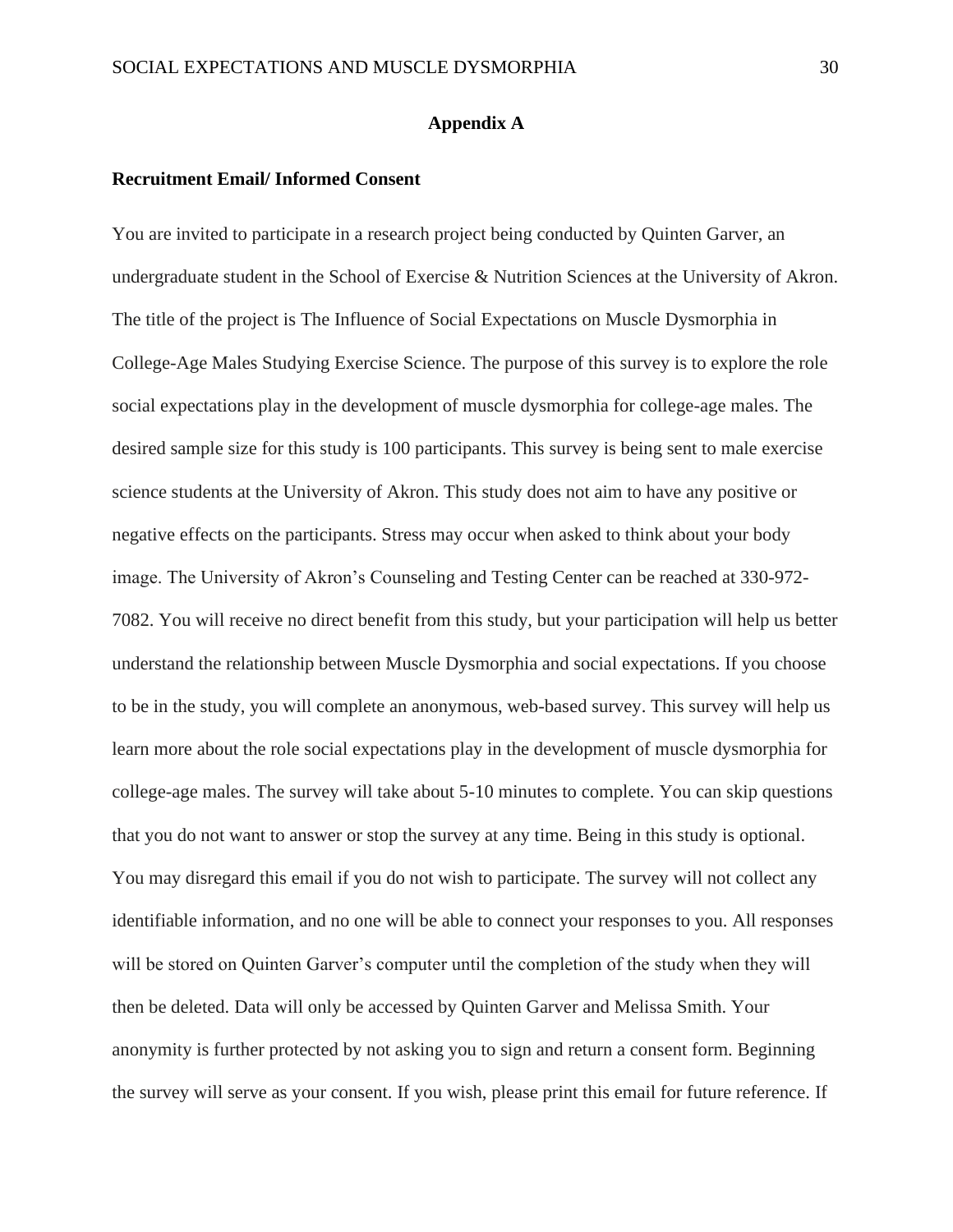## Appendix A

### Recruitment Email/ Informed Consent

You are invited to participate in a research project being conducted by Quinten Garver, an undergraduate student in the School of Exercise & Nutrition Sciences at the University of Akron. The title of the project is The Influence of Social Expectations on Muscle Dysmorphia in College-Age Males Studying Exercise Science. The purpose of this survey is to explore the role social expectations play in the development of muscle dysmorphia for college-age males. The desired sample size for this study is 100 participants. This survey is being sent to male exercise science students at the University of Akron. This study does not aim to have any positive or negative effects on the participants. Stress may occur when asked to think about your body image. The University of Akron's Counseling and Testing Center can be reached at 330-972-7082. You will receive no direct benefit from this study, but your participation will help us better understand the relationship between Muscle Dysmorphia and social expectations. If you choose to be in the study, you will complete an anonymous, web-based survey. This survey will help us learn more about the role social expectations play in the development of muscle dysmorphia for college-age males. The survey will take about 5-10 minutes to complete. You can skip questions that you do not want to answer or stop the survey at any time. Being in this study is optional. You may disregard this email if you do not wish to participate. The survey will not collect any identifiable information, and no one will be able to connect your responses to you. All responses will be stored on Quinten Garver's computer until the completion of the study when they will then be deleted. Data will only be accessed by Quinten Garver and Melissa Smith. Your anonymity is further protected by not asking you to sign and return a consent form. Beginning the survey will serve as your consent. If you wish, please print this email for future reference. If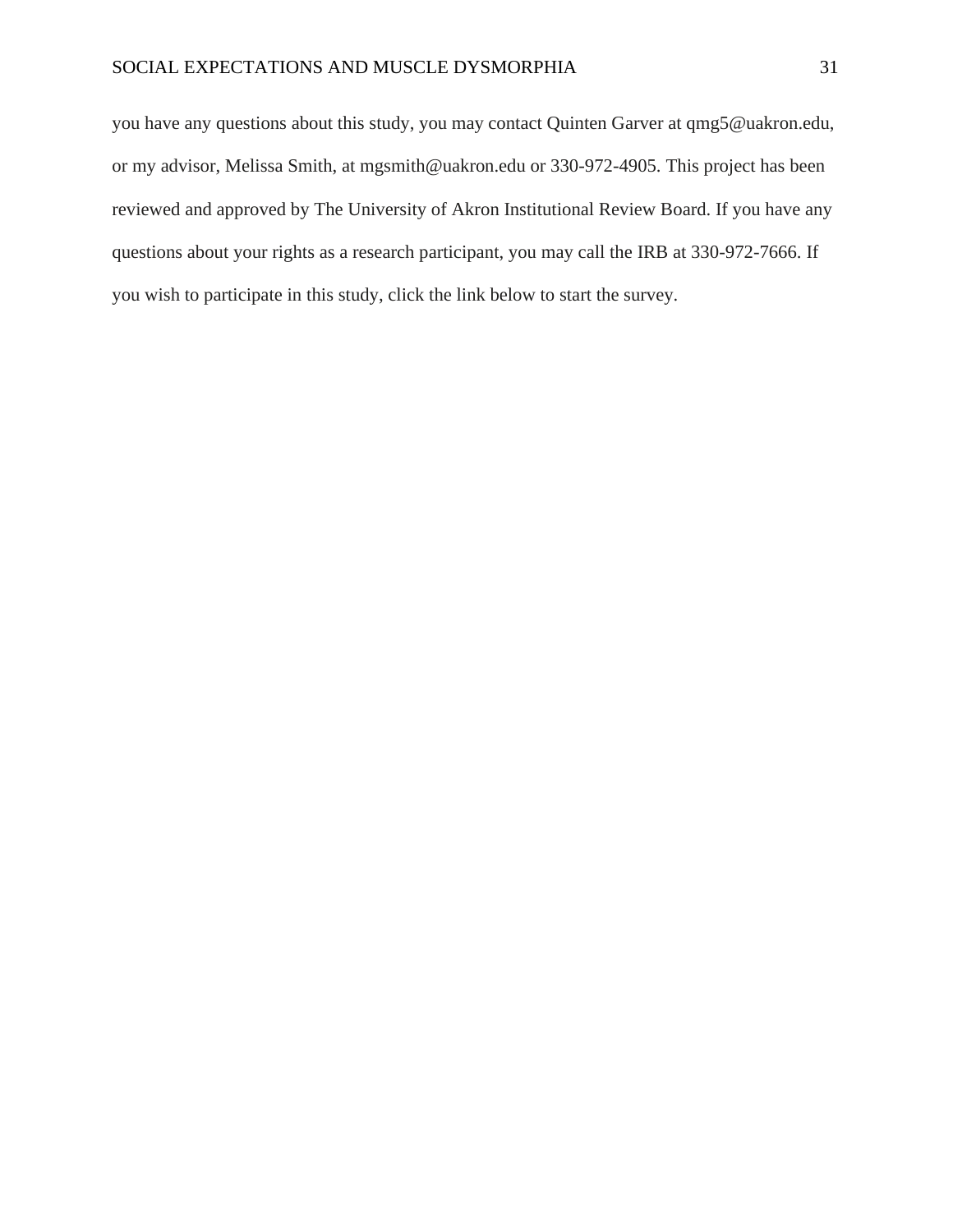you have any questions about this study, you may contact Quinten Garver at qmg5@uakron.edu, or my advisor, Melissa Smith, at mgsmith@uakron.edu or 330-972-4905. This project has been reviewed and approved by The University of Akron Institutional Review Board. If you have any questions about your rights as a research participant, you may call the IRB at 330-972-7666. If you wish to participate in this study, click the link below to start the survey.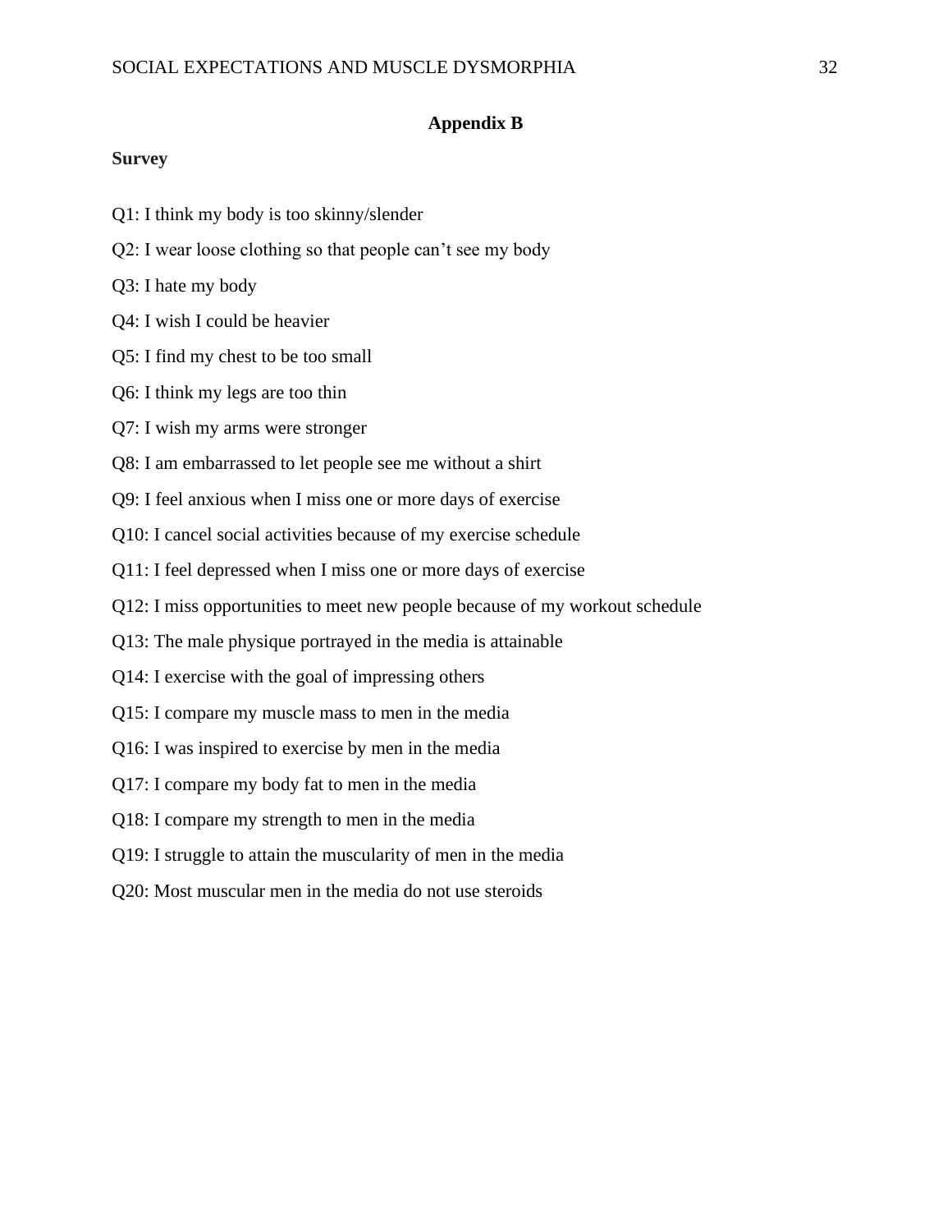## Appendix B

### Survey

Q1: I think my body is too skinny/slender

Q2: I wear loose clothing so that people can’t see my body

Q3: I hate my body

Q4: I wish I could be heavier

Q5: I find my chest to be too small

Q6: I think my legs are too thin

Q7: I wish my arms were stronger

Q8: I am embarrassed to let people see me without a shirt

Q9: I feel anxious when I miss one or more days of exercise

Q10: I cancel social activities because of my exercise schedule

Q11: I feel depressed when I miss one or more days of exercise

Q12: I miss opportunities to meet new people because of my workout schedule

Q13: The male physique portrayed in the media is attainable

Q14: I exercise with the goal of impressing others

Q15: I compare my muscle mass to men in the media

Q16: I was inspired to exercise by men in the media

Q17: I compare my body fat to men in the media

Q18: I compare my strength to men in the media

Q19: I struggle to attain the muscularity of men in the media

Q20: Most muscular men in the media do not use steroids